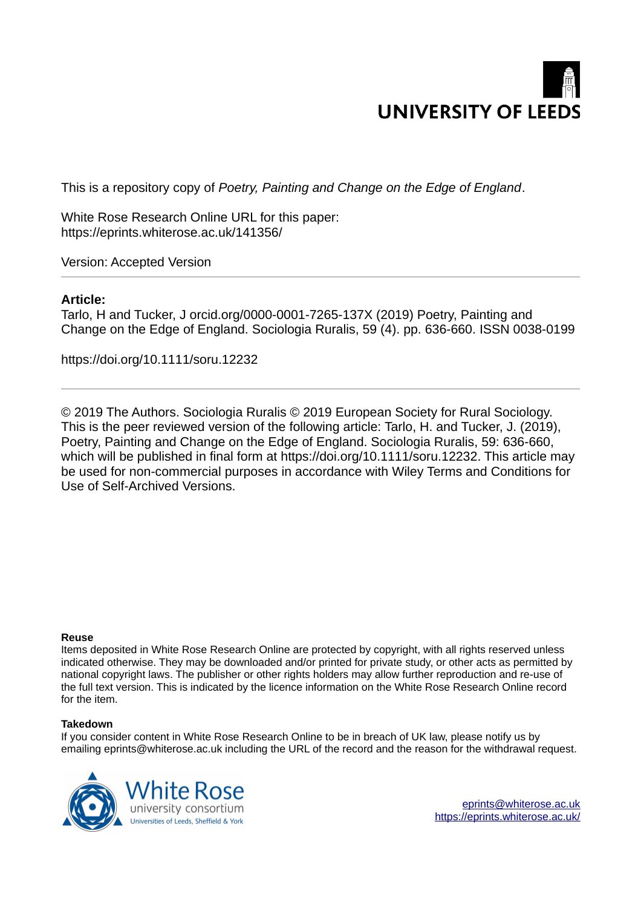UNIVERSITY OF LEEDS

This is a repository copy of *Poetry, Painting and Change on the Edge of England*.

White Rose Research Online URL for this paper:
https://eprints.whiterose.ac.uk/141356/

Version: Accepted Version

---

**Article:**

Tarlo, H and Tucker, J orcid.org/0000-0001-7265-137X (2019) Poetry, Painting and Change on the Edge of England. Sociologia Ruralis, 59 (4). pp. 636-660. ISSN 0038-0199

https://doi.org/10.1111/soru.12232

---

© 2019 The Authors. Sociologia Ruralis © 2019 European Society for Rural Sociology. This is the peer reviewed version of the following article: Tarlo, H. and Tucker, J. (2019), Poetry, Painting and Change on the Edge of England. Sociologia Ruralis, 59: 636-660, which will be published in final form at https://doi.org/10.1111/soru.12232. This article may be used for non-commercial purposes in accordance with Wiley Terms and Conditions for Use of Self-Archived Versions.

**Reuse**

Items deposited in White Rose Research Online are protected by copyright, with all rights reserved unless indicated otherwise. They may be downloaded and/or printed for private study, or other acts as permitted by national copyright laws. The publisher or other rights holders may allow further reproduction and re-use of the full text version. This is indicated by the licence information on the White Rose Research Online record for the item.

**Takedown**

If you consider content in White Rose Research Online to be in breach of UK law, please notify us by emailing eprints@whiterose.ac.uk including the URL of the record and the reason for the withdrawal request.

White Rose university consortium
Universities of Leeds, Sheffield & York

eprints@whiterose.ac.uk
https://eprints.whiterose.ac.uk/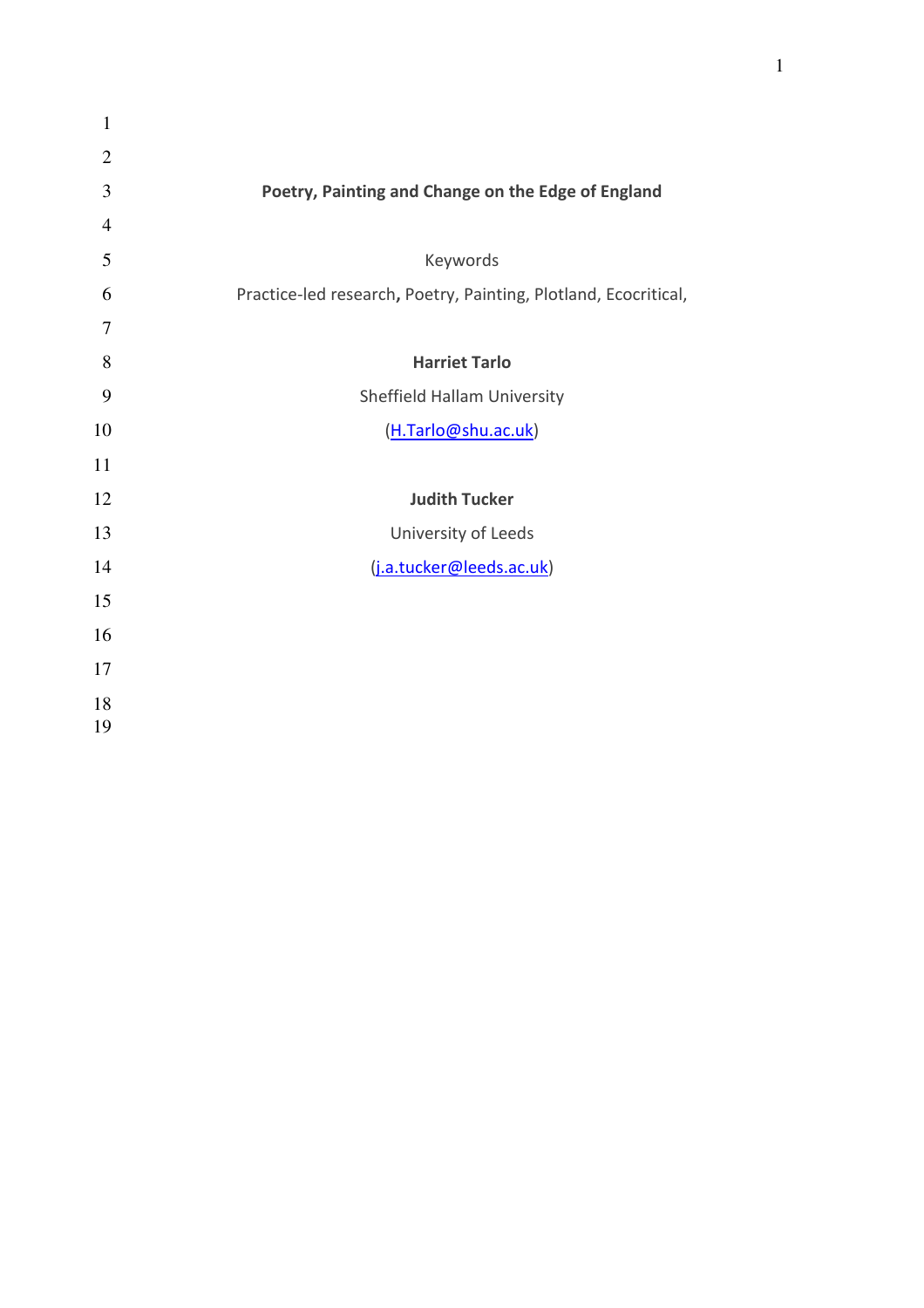# Poetry, Painting and Change on the Edge of England

Keywords

Practice-led research, Poetry, Painting, Plotland, Ecocritical,

**Harriet Tarlo**

Sheffield Hallam University

(H.Tarlo@shu.ac.uk)

**Judith Tucker**

University of Leeds

(j.a.tucker@leeds.ac.uk)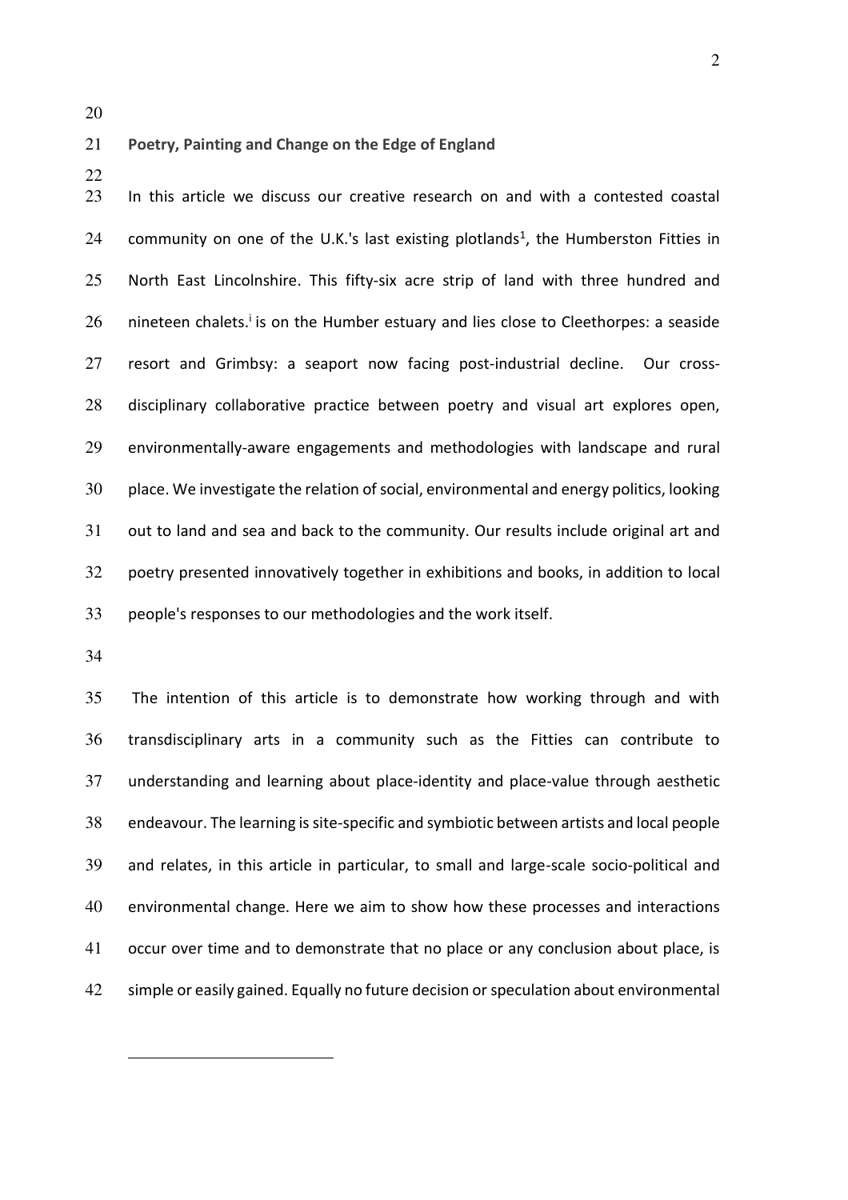**Poetry, Painting and Change on the Edge of England**

In this article we discuss our creative research on and with a contested coastal community on one of the U.K.'s last existing plotlands[1], the Humberston Fitties in North East Lincolnshire. This fifty-six acre strip of land with three hundred and nineteen chalets.[i] is on the Humber estuary and lies close to Cleethorpes: a seaside resort and Grimbsy: a seaport now facing post-industrial decline. Our cross-disciplinary collaborative practice between poetry and visual art explores open, environmentally-aware engagements and methodologies with landscape and rural place. We investigate the relation of social, environmental and energy politics, looking out to land and sea and back to the community. Our results include original art and poetry presented innovatively together in exhibitions and books, in addition to local people's responses to our methodologies and the work itself.

The intention of this article is to demonstrate how working through and with transdisciplinary arts in a community such as the Fitties can contribute to understanding and learning about place-identity and place-value through aesthetic endeavour. The learning is site-specific and symbiotic between artists and local people and relates, in this article in particular, to small and large-scale socio-political and environmental change. Here we aim to show how these processes and interactions occur over time and to demonstrate that no place or any conclusion about place, is simple or easily gained. Equally no future decision or speculation about environmental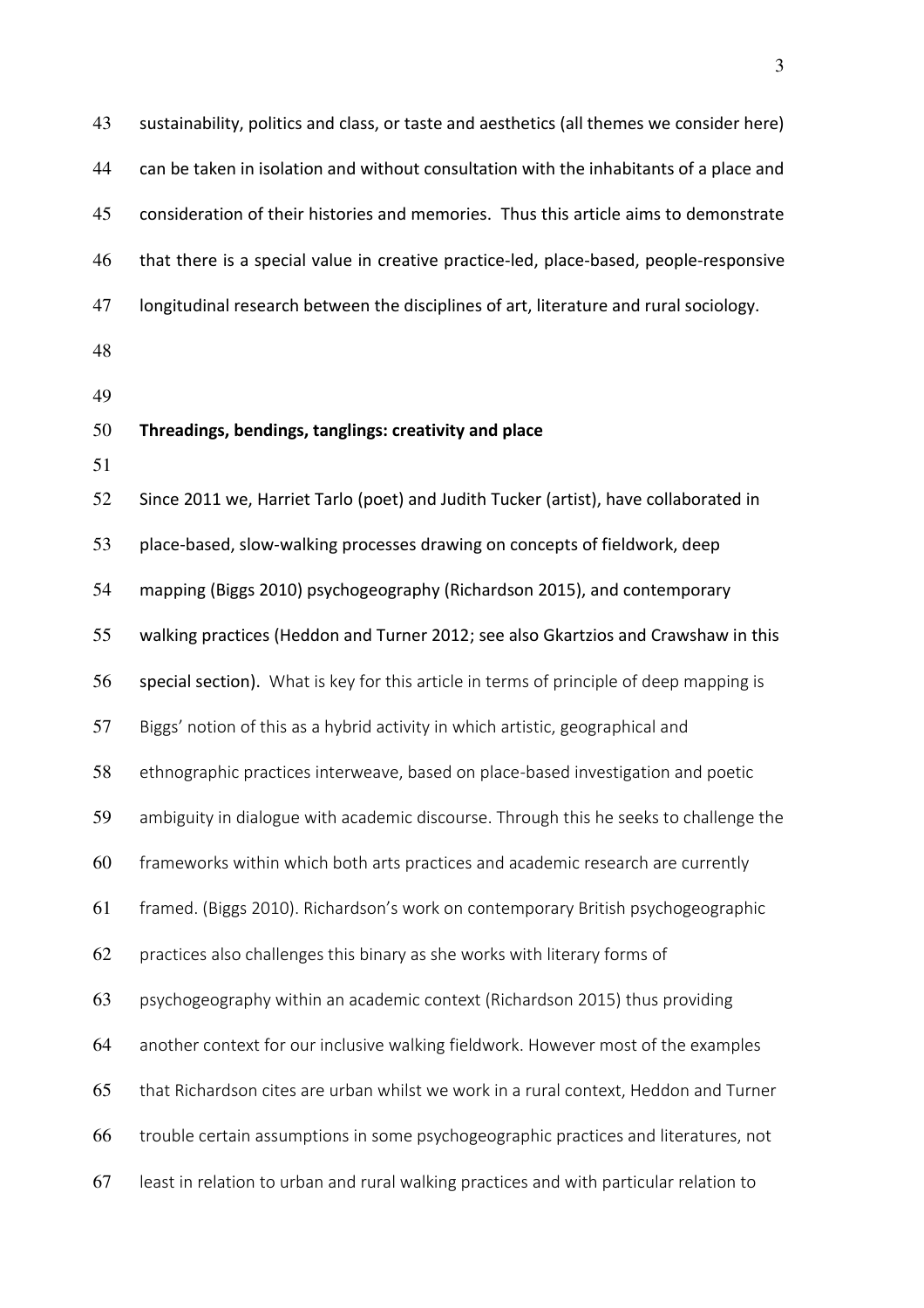sustainability, politics and class, or taste and aesthetics (all themes we consider here) can be taken in isolation and without consultation with the inhabitants of a place and consideration of their histories and memories. Thus this article aims to demonstrate that there is a special value in creative practice-led, place-based, people-responsive longitudinal research between the disciplines of art, literature and rural sociology.

## Threadings, bendings, tanglings: creativity and place

Since 2011 we, Harriet Tarlo (poet) and Judith Tucker (artist), have collaborated in place-based, slow-walking processes drawing on concepts of fieldwork, deep mapping (Biggs 2010) psychogeography (Richardson 2015), and contemporary walking practices (Heddon and Turner 2012; see also Gkartzios and Crawshaw in this special section). What is key for this article in terms of principle of deep mapping is Biggs' notion of this as a hybrid activity in which artistic, geographical and ethnographic practices interweave, based on place-based investigation and poetic ambiguity in dialogue with academic discourse. Through this he seeks to challenge the frameworks within which both arts practices and academic research are currently framed. (Biggs 2010). Richardson's work on contemporary British psychogeographic practices also challenges this binary as she works with literary forms of psychogeography within an academic context (Richardson 2015) thus providing another context for our inclusive walking fieldwork. However most of the examples that Richardson cites are urban whilst we work in a rural context, Heddon and Turner trouble certain assumptions in some psychogeographic practices and literatures, not least in relation to urban and rural walking practices and with particular relation to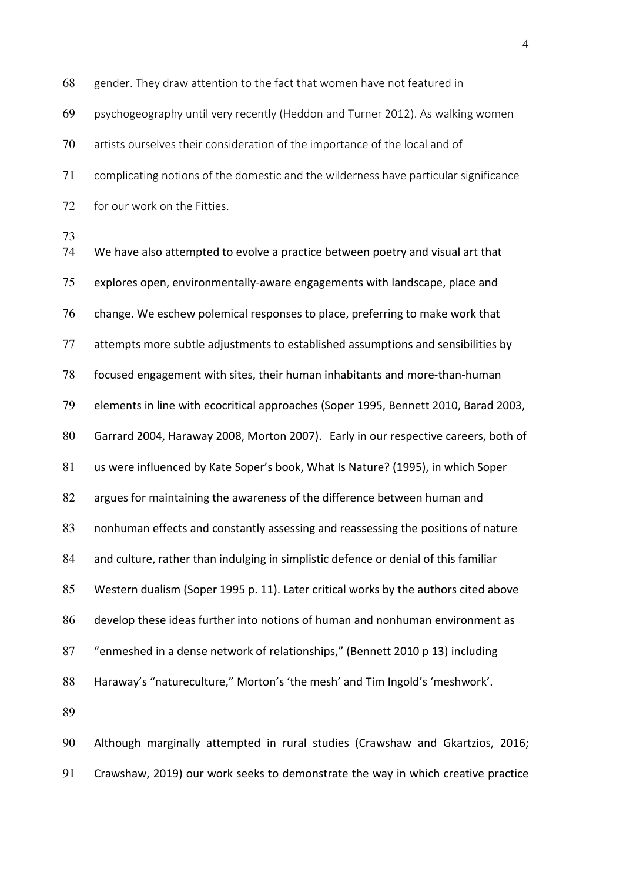gender. They draw attention to the fact that women have not featured in psychogeography until very recently (Heddon and Turner 2012). As walking women artists ourselves their consideration of the importance of the local and of complicating notions of the domestic and the wilderness have particular significance for our work on the Fitties.

We have also attempted to evolve a practice between poetry and visual art that explores open, environmentally-aware engagements with landscape, place and change. We eschew polemical responses to place, preferring to make work that attempts more subtle adjustments to established assumptions and sensibilities by focused engagement with sites, their human inhabitants and more-than-human elements in line with ecocritical approaches (Soper 1995, Bennett 2010, Barad 2003, Garrard 2004, Haraway 2008, Morton 2007). Early in our respective careers, both of us were influenced by Kate Soper's book, What Is Nature? (1995), in which Soper argues for maintaining the awareness of the difference between human and nonhuman effects and constantly assessing and reassessing the positions of nature and culture, rather than indulging in simplistic defence or denial of this familiar Western dualism (Soper 1995 p. 11). Later critical works by the authors cited above develop these ideas further into notions of human and nonhuman environment as "enmeshed in a dense network of relationships," (Bennett 2010 p 13) including Haraway's "natureculture," Morton's 'the mesh' and Tim Ingold's 'meshwork'.

Although marginally attempted in rural studies (Crawshaw and Gkartzios, 2016; Crawshaw, 2019) our work seeks to demonstrate the way in which creative practice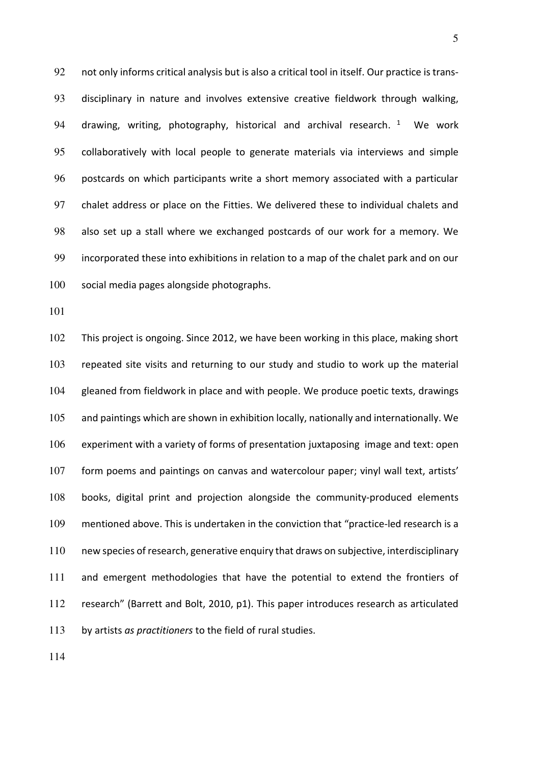not only informs critical analysis but is also a critical tool in itself. Our practice is trans-disciplinary in nature and involves extensive creative fieldwork through walking, drawing, writing, photography, historical and archival research. [1] We work collaboratively with local people to generate materials via interviews and simple postcards on which participants write a short memory associated with a particular chalet address or place on the Fitties. We delivered these to individual chalets and also set up a stall where we exchanged postcards of our work for a memory. We incorporated these into exhibitions in relation to a map of the chalet park and on our social media pages alongside photographs.

This project is ongoing. Since 2012, we have been working in this place, making short repeated site visits and returning to our study and studio to work up the material gleaned from fieldwork in place and with people. We produce poetic texts, drawings and paintings which are shown in exhibition locally, nationally and internationally. We experiment with a variety of forms of presentation juxtaposing image and text: open form poems and paintings on canvas and watercolour paper; vinyl wall text, artists' books, digital print and projection alongside the community-produced elements mentioned above. This is undertaken in the conviction that "practice-led research is a new species of research, generative enquiry that draws on subjective, interdisciplinary and emergent methodologies that have the potential to extend the frontiers of research" (Barrett and Bolt, 2010, p1). This paper introduces research as articulated by artists *as practitioners* to the field of rural studies.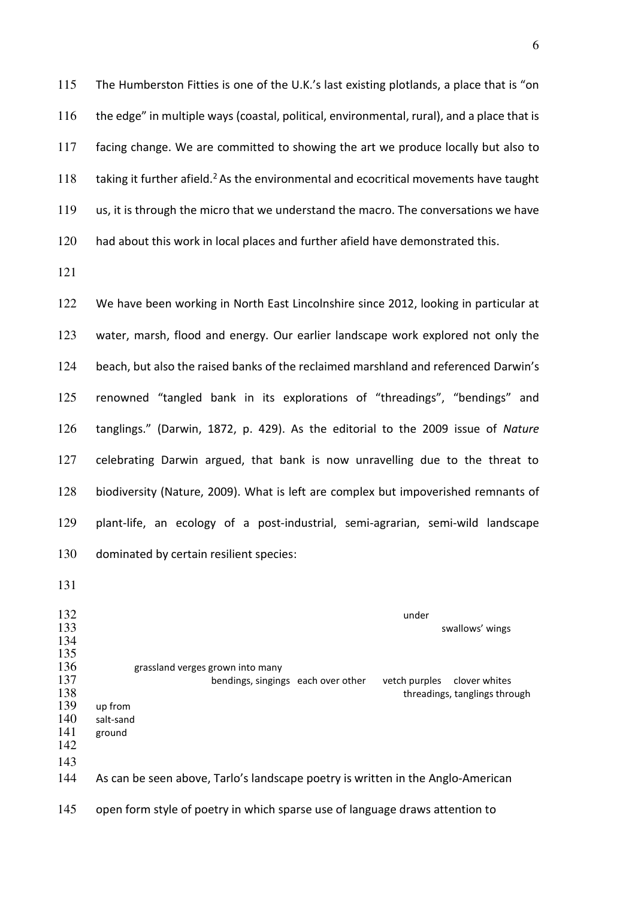The Humberston Fitties is one of the U.K.'s last existing plotlands, a place that is "on the edge" in multiple ways (coastal, political, environmental, rural), and a place that is facing change. We are committed to showing the art we produce locally but also to taking it further afield.[2] As the environmental and ecocritical movements have taught us, it is through the micro that we understand the macro. The conversations we have had about this work in local places and further afield have demonstrated this.

We have been working in North East Lincolnshire since 2012, looking in particular at water, marsh, flood and energy. Our earlier landscape work explored not only the beach, but also the raised banks of the reclaimed marshland and referenced Darwin's renowned "tangled bank in its explorations of "threadings", "bendings" and tanglings." (Darwin, 1872, p. 429). As the editorial to the 2009 issue of *Nature* celebrating Darwin argued, that bank is now unravelling due to the threat to biodiversity (Nature, 2009). What is left are complex but impoverished remnants of plant-life, an ecology of a post-industrial, semi-agrarian, semi-wild landscape dominated by certain resilient species:

```
                                                                        under
                                                                              swallows' wings


        grassland verges grown into many
                        bendings, singings   each over other      vetch purples     clover whites
                                                                              threadings, tanglings through
up from
salt-sand
ground
```

As can be seen above, Tarlo's landscape poetry is written in the Anglo-American open form style of poetry in which sparse use of language draws attention to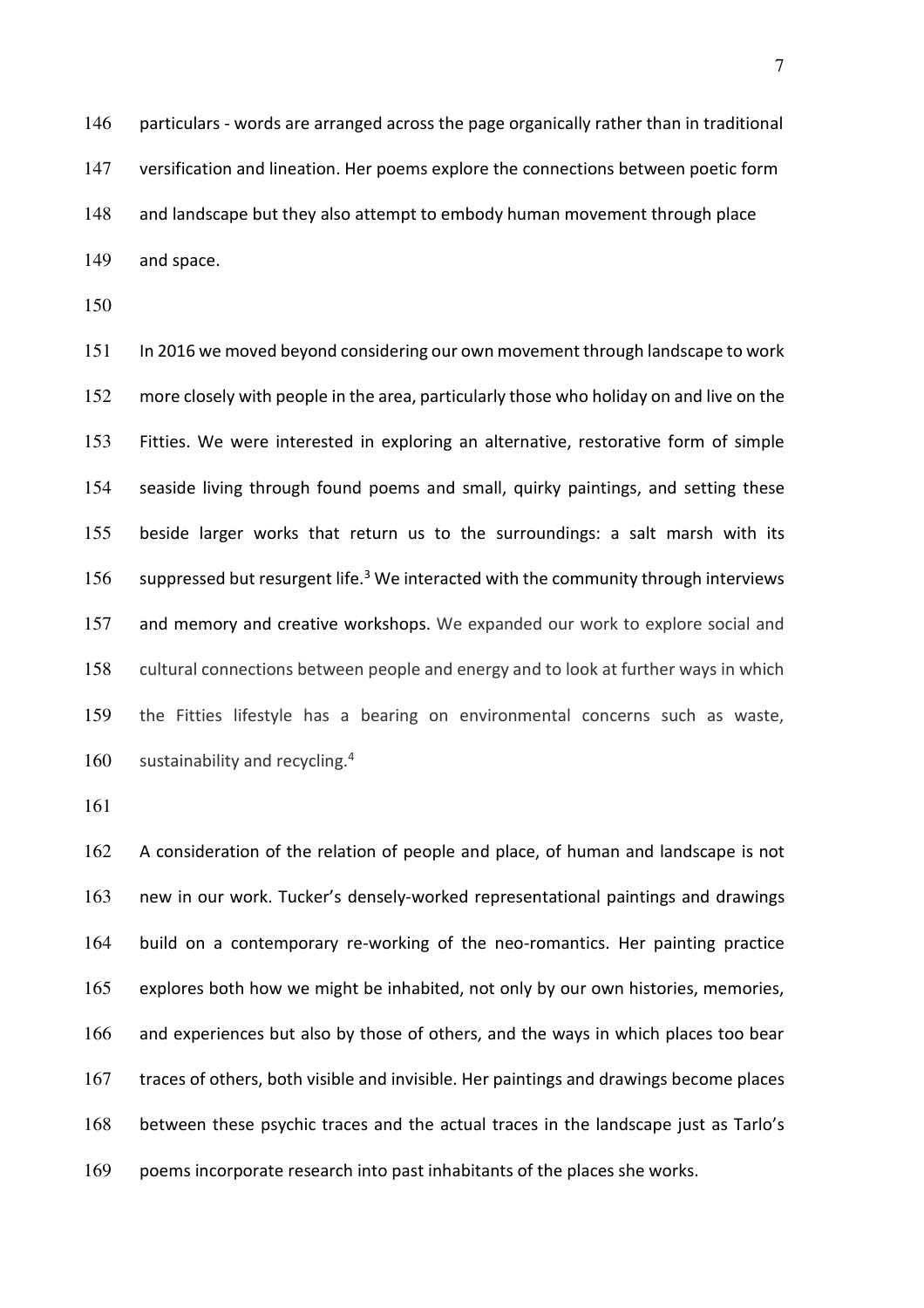particulars - words are arranged across the page organically rather than in traditional versification and lineation. Her poems explore the connections between poetic form and landscape but they also attempt to embody human movement through place and space.

In 2016 we moved beyond considering our own movement through landscape to work more closely with people in the area, particularly those who holiday on and live on the Fitties. We were interested in exploring an alternative, restorative form of simple seaside living through found poems and small, quirky paintings, and setting these beside larger works that return us to the surroundings: a salt marsh with its suppressed but resurgent life.[3] We interacted with the community through interviews and memory and creative workshops. We expanded our work to explore social and cultural connections between people and energy and to look at further ways in which the Fitties lifestyle has a bearing on environmental concerns such as waste, sustainability and recycling.[4]

A consideration of the relation of people and place, of human and landscape is not new in our work. Tucker's densely-worked representational paintings and drawings build on a contemporary re-working of the neo-romantics. Her painting practice explores both how we might be inhabited, not only by our own histories, memories, and experiences but also by those of others, and the ways in which places too bear traces of others, both visible and invisible. Her paintings and drawings become places between these psychic traces and the actual traces in the landscape just as Tarlo's poems incorporate research into past inhabitants of the places she works.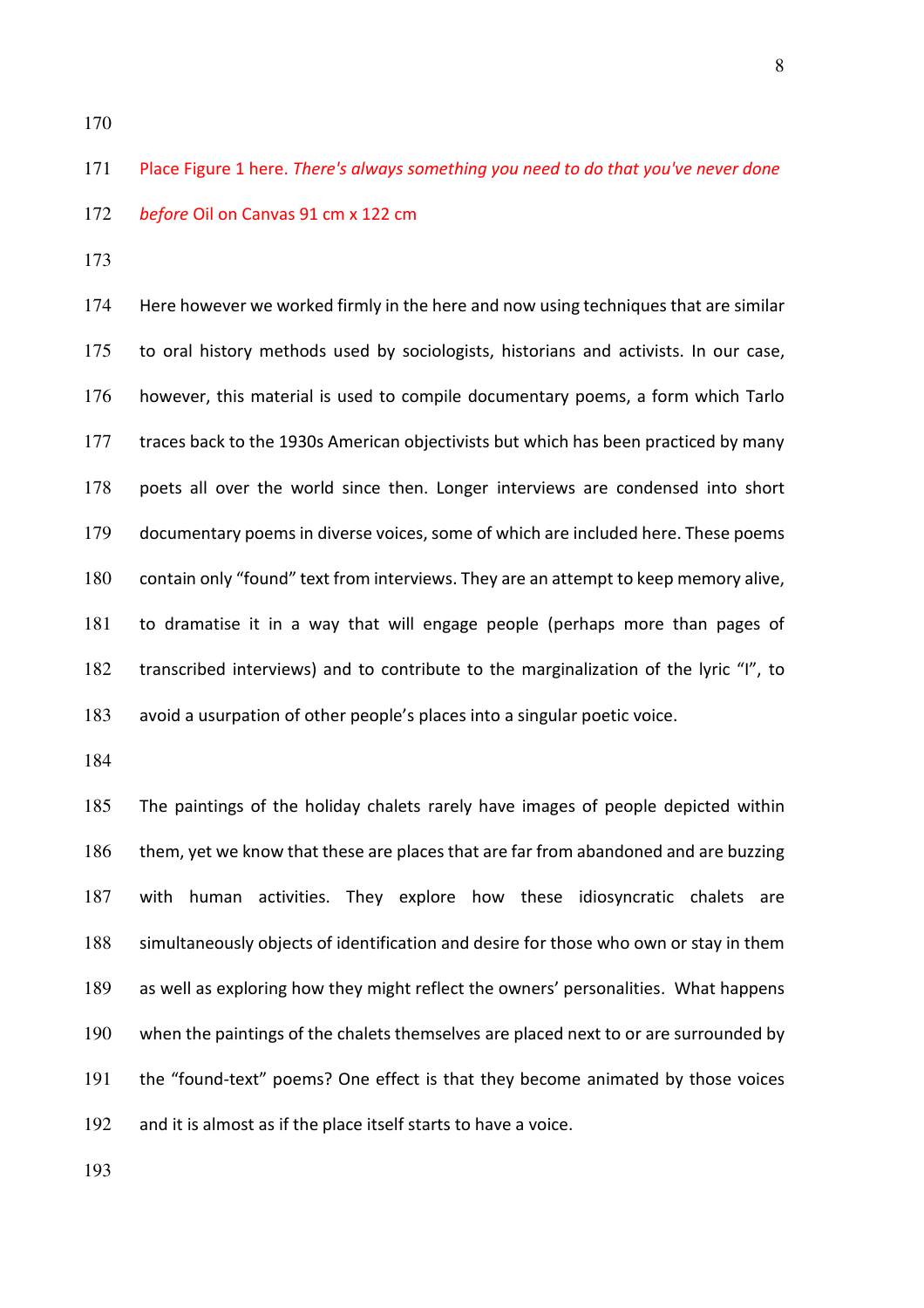Place Figure 1 here. *There's always something you need to do that you've never done before* Oil on Canvas 91 cm x 122 cm

Here however we worked firmly in the here and now using techniques that are similar to oral history methods used by sociologists, historians and activists. In our case, however, this material is used to compile documentary poems, a form which Tarlo traces back to the 1930s American objectivists but which has been practiced by many poets all over the world since then. Longer interviews are condensed into short documentary poems in diverse voices, some of which are included here. These poems contain only "found" text from interviews. They are an attempt to keep memory alive, to dramatise it in a way that will engage people (perhaps more than pages of transcribed interviews) and to contribute to the marginalization of the lyric "I", to avoid a usurpation of other people's places into a singular poetic voice.

The paintings of the holiday chalets rarely have images of people depicted within them, yet we know that these are places that are far from abandoned and are buzzing with human activities. They explore how these idiosyncratic chalets are simultaneously objects of identification and desire for those who own or stay in them as well as exploring how they might reflect the owners' personalities. What happens when the paintings of the chalets themselves are placed next to or are surrounded by the "found-text" poems? One effect is that they become animated by those voices and it is almost as if the place itself starts to have a voice.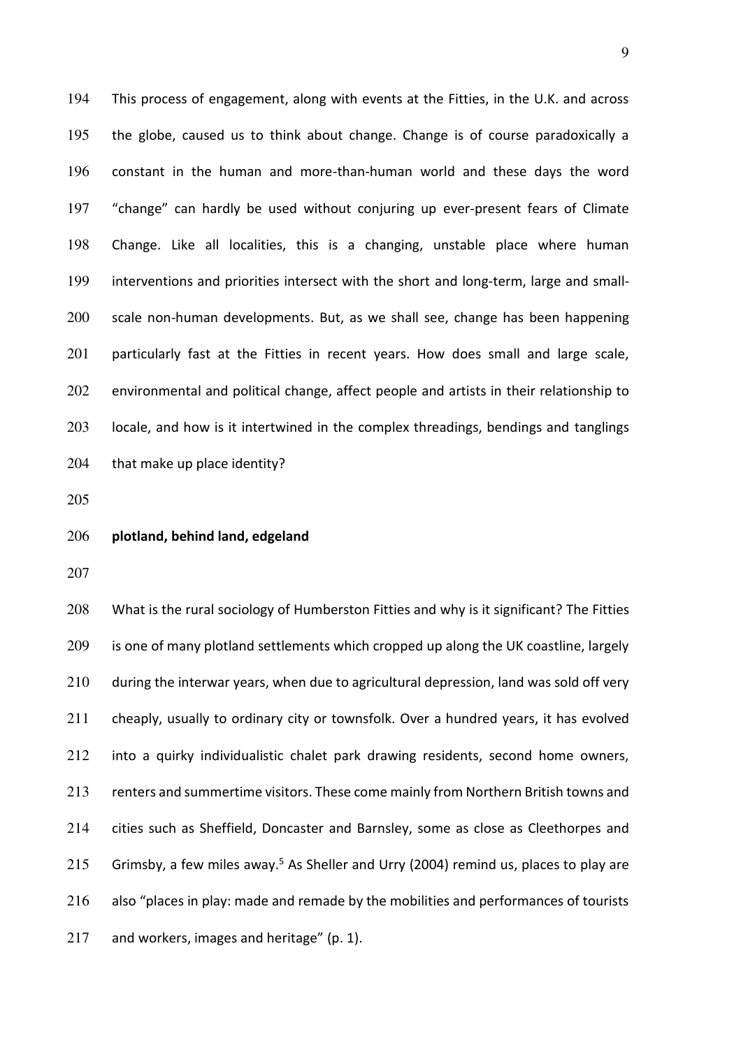This process of engagement, along with events at the Fitties, in the U.K. and across the globe, caused us to think about change. Change is of course paradoxically a constant in the human and more-than-human world and these days the word "change" can hardly be used without conjuring up ever-present fears of Climate Change. Like all localities, this is a changing, unstable place where human interventions and priorities intersect with the short and long-term, large and small-scale non-human developments. But, as we shall see, change has been happening particularly fast at the Fitties in recent years. How does small and large scale, environmental and political change, affect people and artists in their relationship to locale, and how is it intertwined in the complex threadings, bendings and tanglings that make up place identity?

**plotland, behind land, edgeland**

What is the rural sociology of Humberston Fitties and why is it significant? The Fitties is one of many plotland settlements which cropped up along the UK coastline, largely during the interwar years, when due to agricultural depression, land was sold off very cheaply, usually to ordinary city or townsfolk. Over a hundred years, it has evolved into a quirky individualistic chalet park drawing residents, second home owners, renters and summertime visitors. These come mainly from Northern British towns and cities such as Sheffield, Doncaster and Barnsley, some as close as Cleethorpes and Grimsby, a few miles away.[5] As Sheller and Urry (2004) remind us, places to play are also "places in play: made and remade by the mobilities and performances of tourists and workers, images and heritage" (p. 1).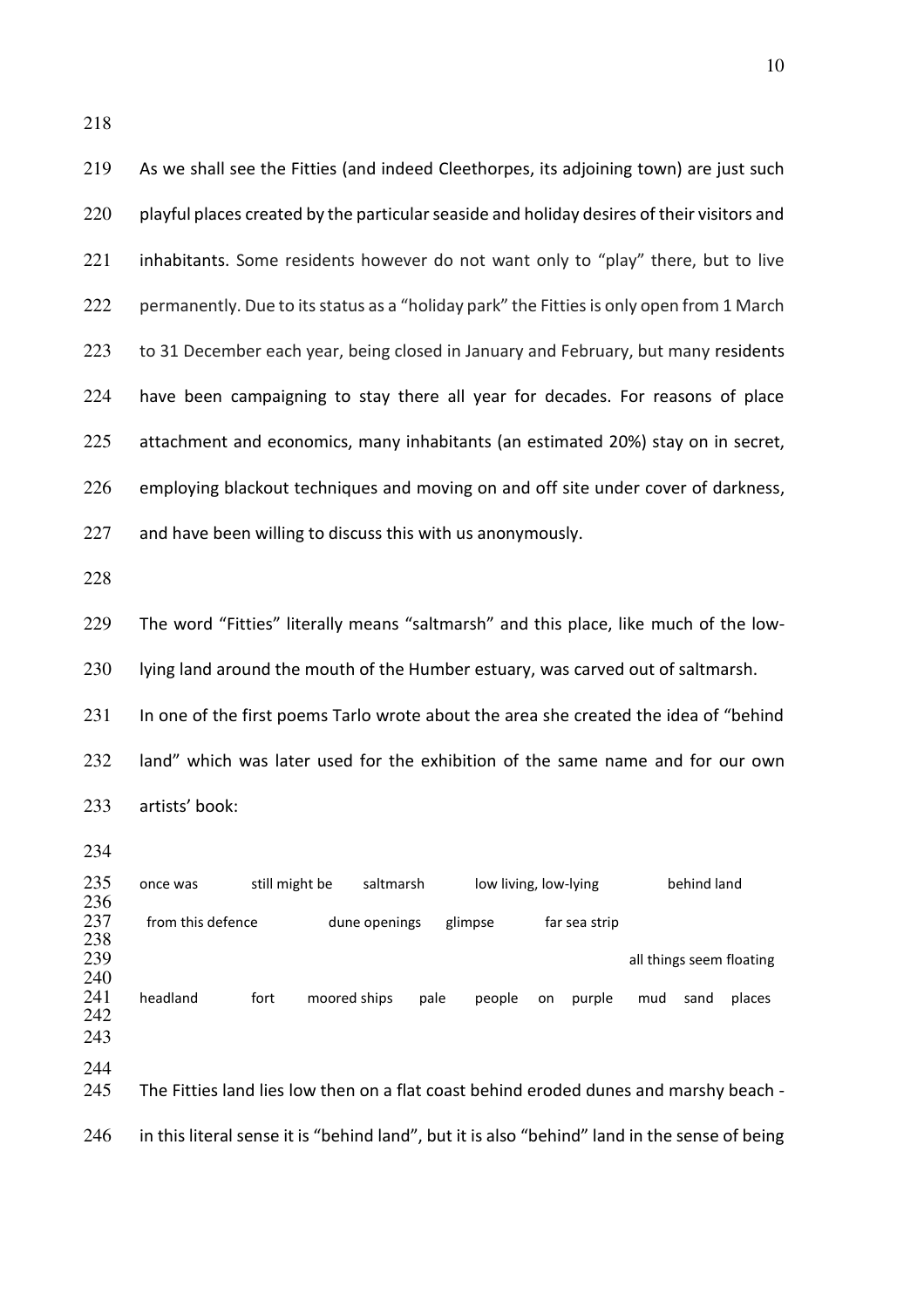As we shall see the Fitties (and indeed Cleethorpes, its adjoining town) are just such playful places created by the particular seaside and holiday desires of their visitors and inhabitants. Some residents however do not want only to "play" there, but to live permanently. Due to its status as a "holiday park" the Fitties is only open from 1 March to 31 December each year, being closed in January and February, but many residents have been campaigning to stay there all year for decades. For reasons of place attachment and economics, many inhabitants (an estimated 20%) stay on in secret, employing blackout techniques and moving on and off site under cover of darkness, and have been willing to discuss this with us anonymously.

The word "Fitties" literally means "saltmarsh" and this place, like much of the low-lying land around the mouth of the Humber estuary, was carved out of saltmarsh. In one of the first poems Tarlo wrote about the area she created the idea of "behind land" which was later used for the exhibition of the same name and for our own artists' book:

```
once was          still might be      saltmarsh          low living, low-lying              behind land

  from this defence                 dune openings       glimpse          far sea strip

                                                                                         all things seem floating

headland          fort       moored ships       pale       people     on     purple       mud     sand     places
```

The Fitties land lies low then on a flat coast behind eroded dunes and marshy beach - in this literal sense it is "behind land", but it is also "behind" land in the sense of being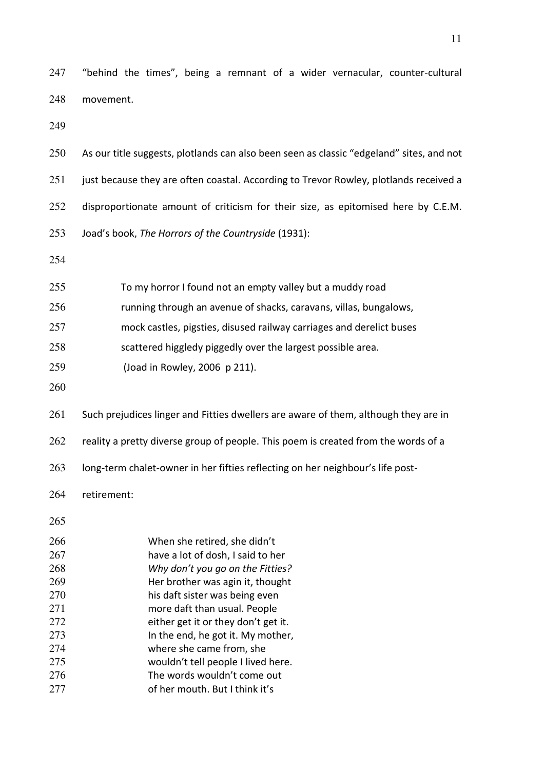"behind the times", being a remnant of a wider vernacular, counter-cultural movement.

As our title suggests, plotlands can also been seen as classic "edgeland" sites, and not just because they are often coastal. According to Trevor Rowley, plotlands received a disproportionate amount of criticism for their size, as epitomised here by C.E.M. Joad's book, *The Horrors of the Countryside* (1931):

> To my horror I found not an empty valley but a muddy road
> running through an avenue of shacks, caravans, villas, bungalows,
> mock castles, pigsties, disused railway carriages and derelict buses
> scattered higgledy piggedly over the largest possible area.
> (Joad in Rowley, 2006 p 211).

Such prejudices linger and Fitties dwellers are aware of them, although they are in reality a pretty diverse group of people. This poem is created from the words of a long-term chalet-owner in her fifties reflecting on her neighbour's life post-retirement:

> When she retired, she didn't
> have a lot of dosh, I said to her
> *Why don't you go on the Fitties?*
> Her brother was agin it, thought
> his daft sister was being even
> more daft than usual. People
> either get it or they don't get it.
> In the end, he got it. My mother,
> where she came from, she
> wouldn't tell people I lived here.
> The words wouldn't come out
> of her mouth. But I think it's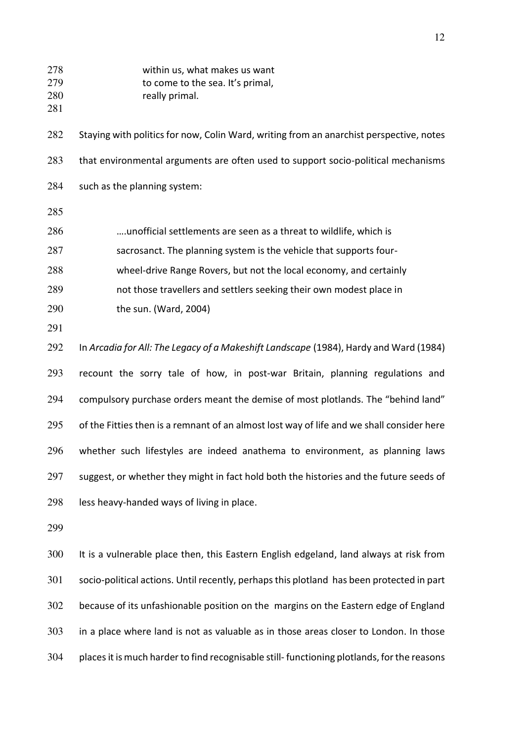> within us, what makes us want
> to come to the sea. It's primal,
> really primal.

Staying with politics for now, Colin Ward, writing from an anarchist perspective, notes that environmental arguments are often used to support socio-political mechanisms such as the planning system:

> ….unofficial settlements are seen as a threat to wildlife, which is sacrosanct. The planning system is the vehicle that supports four-wheel-drive Range Rovers, but not the local economy, and certainly not those travellers and settlers seeking their own modest place in the sun. (Ward, 2004)

In *Arcadia for All: The Legacy of a Makeshift Landscape* (1984), Hardy and Ward (1984) recount the sorry tale of how, in post-war Britain, planning regulations and compulsory purchase orders meant the demise of most plotlands. The "behind land" of the Fitties then is a remnant of an almost lost way of life and we shall consider here whether such lifestyles are indeed anathema to environment, as planning laws suggest, or whether they might in fact hold both the histories and the future seeds of less heavy-handed ways of living in place.

It is a vulnerable place then, this Eastern English edgeland, land always at risk from socio-political actions. Until recently, perhaps this plotland has been protected in part because of its unfashionable position on the margins on the Eastern edge of England in a place where land is not as valuable as in those areas closer to London. In those places it is much harder to find recognisable still- functioning plotlands, for the reasons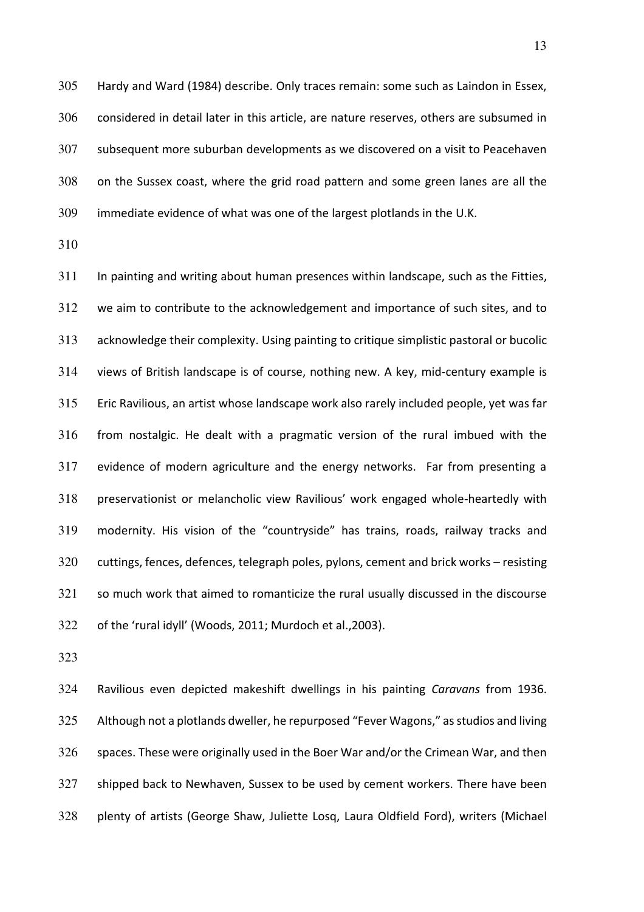Hardy and Ward (1984) describe. Only traces remain: some such as Laindon in Essex, considered in detail later in this article, are nature reserves, others are subsumed in subsequent more suburban developments as we discovered on a visit to Peacehaven on the Sussex coast, where the grid road pattern and some green lanes are all the immediate evidence of what was one of the largest plotlands in the U.K.

In painting and writing about human presences within landscape, such as the Fitties, we aim to contribute to the acknowledgement and importance of such sites, and to acknowledge their complexity. Using painting to critique simplistic pastoral or bucolic views of British landscape is of course, nothing new. A key, mid-century example is Eric Ravilious, an artist whose landscape work also rarely included people, yet was far from nostalgic. He dealt with a pragmatic version of the rural imbued with the evidence of modern agriculture and the energy networks. Far from presenting a preservationist or melancholic view Ravilious' work engaged whole-heartedly with modernity. His vision of the "countryside" has trains, roads, railway tracks and cuttings, fences, defences, telegraph poles, pylons, cement and brick works – resisting so much work that aimed to romanticize the rural usually discussed in the discourse of the 'rural idyll' (Woods, 2011; Murdoch et al.,2003).

Ravilious even depicted makeshift dwellings in his painting *Caravans* from 1936. Although not a plotlands dweller, he repurposed "Fever Wagons," as studios and living spaces. These were originally used in the Boer War and/or the Crimean War, and then shipped back to Newhaven, Sussex to be used by cement workers. There have been plenty of artists (George Shaw, Juliette Losq, Laura Oldfield Ford), writers (Michael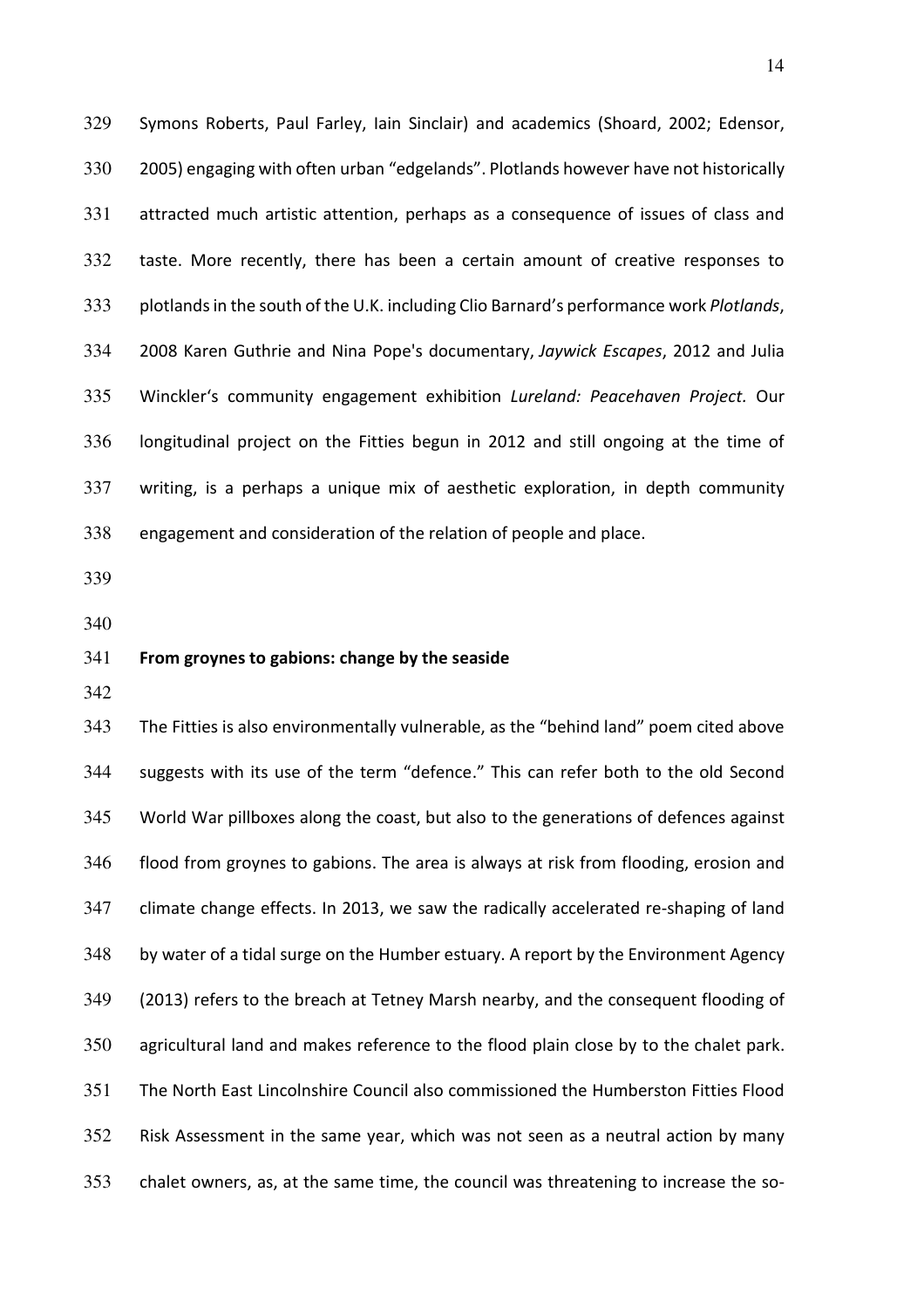Symons Roberts, Paul Farley, Iain Sinclair) and academics (Shoard, 2002; Edensor, 2005) engaging with often urban "edgelands". Plotlands however have not historically attracted much artistic attention, perhaps as a consequence of issues of class and taste. More recently, there has been a certain amount of creative responses to plotlands in the south of the U.K. including Clio Barnard's performance work *Plotlands*, 2008 Karen Guthrie and Nina Pope's documentary, *Jaywick Escapes*, 2012 and Julia Winckler's community engagement exhibition *Lureland: Peacehaven Project*. Our longitudinal project on the Fitties begun in 2012 and still ongoing at the time of writing, is a perhaps a unique mix of aesthetic exploration, in depth community engagement and consideration of the relation of people and place.

## From groynes to gabions: change by the seaside

The Fitties is also environmentally vulnerable, as the "behind land" poem cited above suggests with its use of the term "defence." This can refer both to the old Second World War pillboxes along the coast, but also to the generations of defences against flood from groynes to gabions. The area is always at risk from flooding, erosion and climate change effects. In 2013, we saw the radically accelerated re-shaping of land by water of a tidal surge on the Humber estuary. A report by the Environment Agency (2013) refers to the breach at Tetney Marsh nearby, and the consequent flooding of agricultural land and makes reference to the flood plain close by to the chalet park. The North East Lincolnshire Council also commissioned the Humberston Fitties Flood Risk Assessment in the same year, which was not seen as a neutral action by many chalet owners, as, at the same time, the council was threatening to increase the so-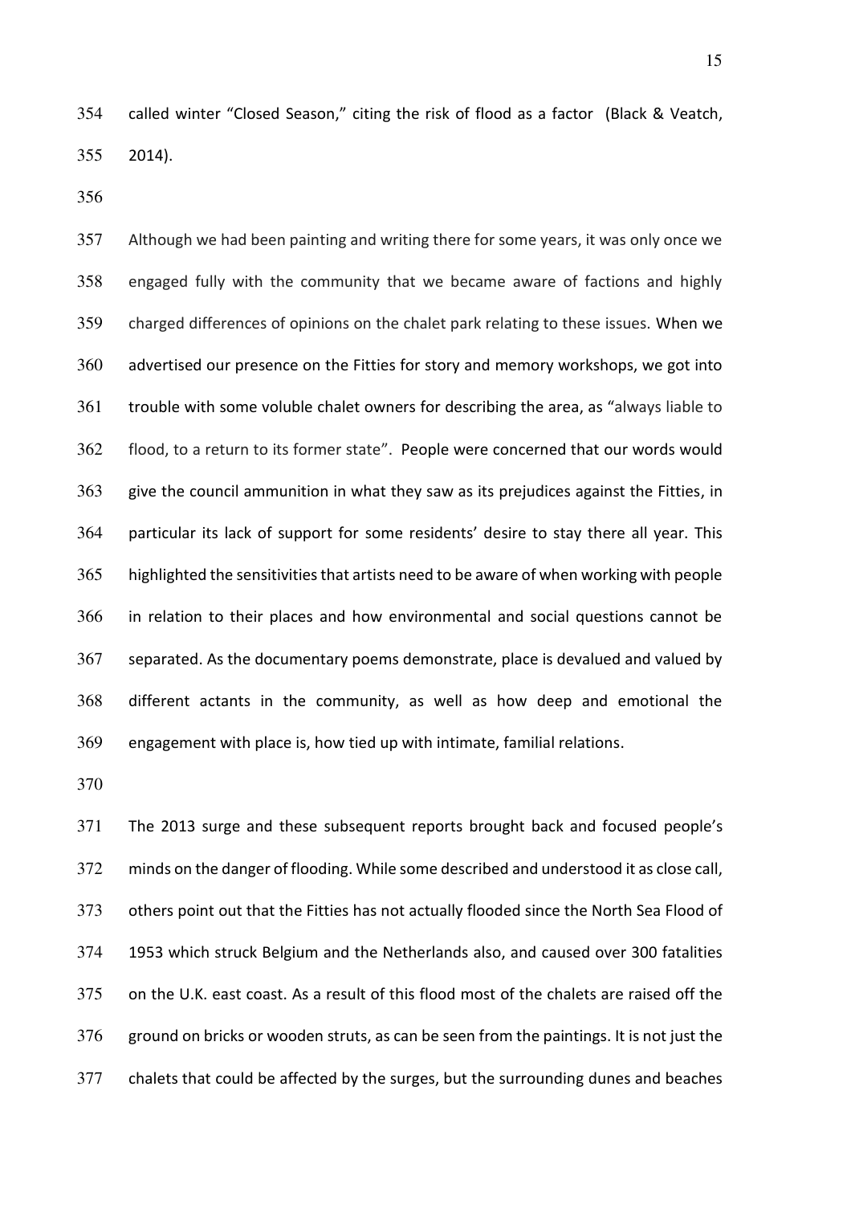called winter "Closed Season," citing the risk of flood as a factor (Black & Veatch, 2014).

Although we had been painting and writing there for some years, it was only once we engaged fully with the community that we became aware of factions and highly charged differences of opinions on the chalet park relating to these issues. When we advertised our presence on the Fitties for story and memory workshops, we got into trouble with some voluble chalet owners for describing the area, as "always liable to flood, to a return to its former state". People were concerned that our words would give the council ammunition in what they saw as its prejudices against the Fitties, in particular its lack of support for some residents' desire to stay there all year. This highlighted the sensitivities that artists need to be aware of when working with people in relation to their places and how environmental and social questions cannot be separated. As the documentary poems demonstrate, place is devalued and valued by different actants in the community, as well as how deep and emotional the engagement with place is, how tied up with intimate, familial relations.

The 2013 surge and these subsequent reports brought back and focused people's minds on the danger of flooding. While some described and understood it as close call, others point out that the Fitties has not actually flooded since the North Sea Flood of 1953 which struck Belgium and the Netherlands also, and caused over 300 fatalities on the U.K. east coast. As a result of this flood most of the chalets are raised off the ground on bricks or wooden struts, as can be seen from the paintings. It is not just the chalets that could be affected by the surges, but the surrounding dunes and beaches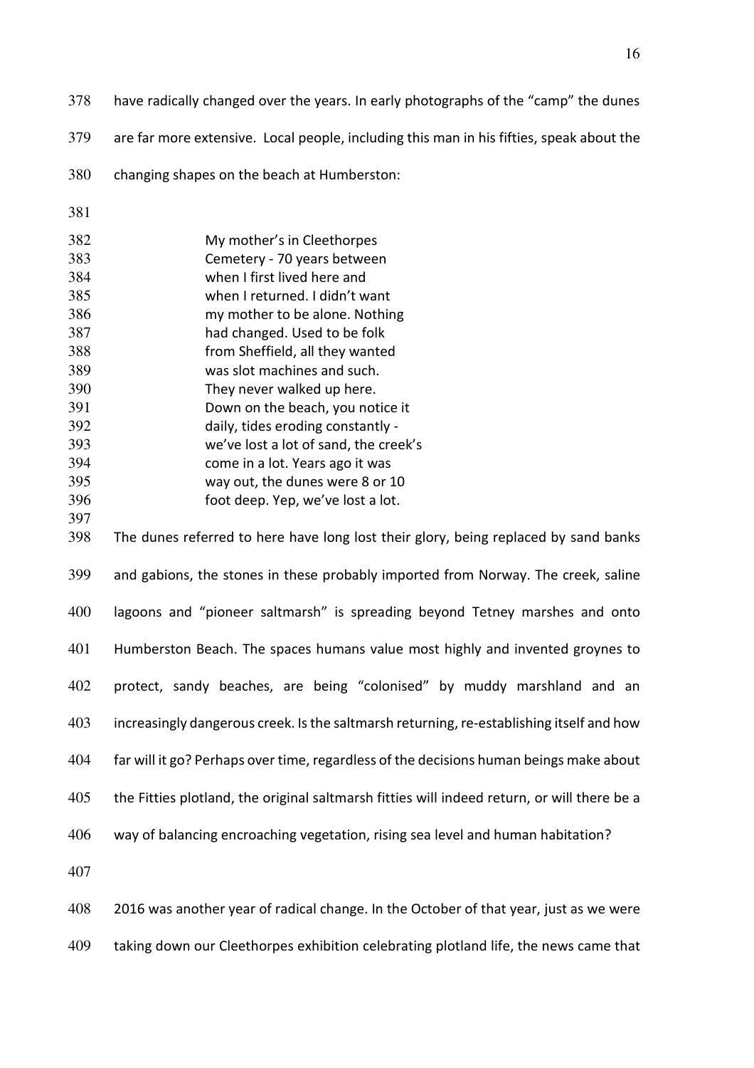have radically changed over the years. In early photographs of the "camp" the dunes are far more extensive. Local people, including this man in his fifties, speak about the changing shapes on the beach at Humberston:

> My mother's in Cleethorpes
> Cemetery - 70 years between
> when I first lived here and
> when I returned. I didn't want
> my mother to be alone. Nothing
> had changed. Used to be folk
> from Sheffield, all they wanted
> was slot machines and such.
> They never walked up here.
> Down on the beach, you notice it
> daily, tides eroding constantly -
> we've lost a lot of sand, the creek's
> come in a lot. Years ago it was
> way out, the dunes were 8 or 10
> foot deep. Yep, we've lost a lot.

The dunes referred to here have long lost their glory, being replaced by sand banks and gabions, the stones in these probably imported from Norway. The creek, saline lagoons and "pioneer saltmarsh" is spreading beyond Tetney marshes and onto Humberston Beach. The spaces humans value most highly and invented groynes to protect, sandy beaches, are being "colonised" by muddy marshland and an increasingly dangerous creek. Is the saltmarsh returning, re-establishing itself and how far will it go? Perhaps over time, regardless of the decisions human beings make about the Fitties plotland, the original saltmarsh fitties will indeed return, or will there be a way of balancing encroaching vegetation, rising sea level and human habitation?

2016 was another year of radical change. In the October of that year, just as we were taking down our Cleethorpes exhibition celebrating plotland life, the news came that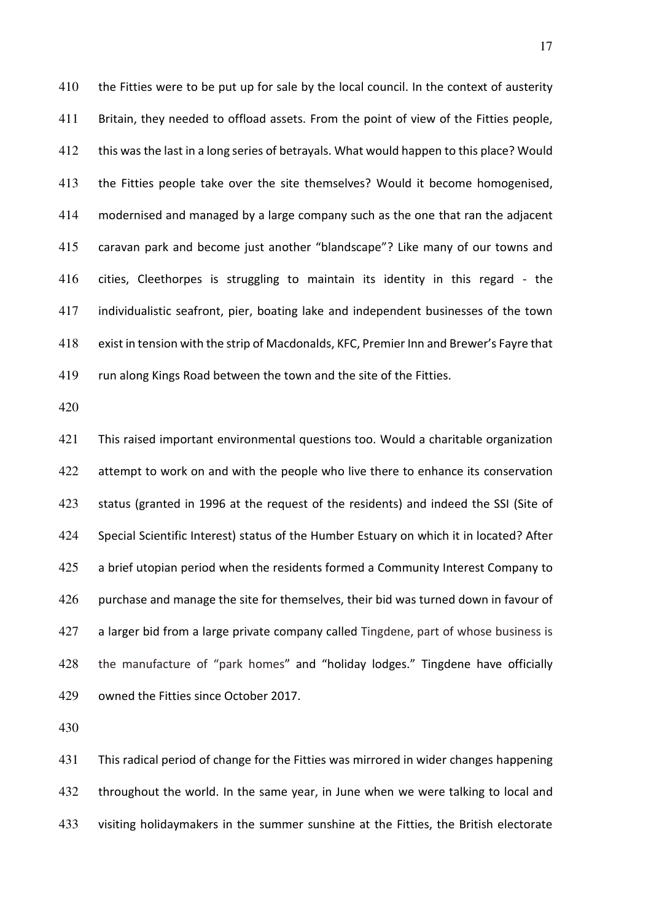the Fitties were to be put up for sale by the local council. In the context of austerity Britain, they needed to offload assets. From the point of view of the Fitties people, this was the last in a long series of betrayals. What would happen to this place? Would the Fitties people take over the site themselves? Would it become homogenised, modernised and managed by a large company such as the one that ran the adjacent caravan park and become just another "blandscape"? Like many of our towns and cities, Cleethorpes is struggling to maintain its identity in this regard - the individualistic seafront, pier, boating lake and independent businesses of the town exist in tension with the strip of Macdonalds, KFC, Premier Inn and Brewer's Fayre that run along Kings Road between the town and the site of the Fitties.

This raised important environmental questions too. Would a charitable organization attempt to work on and with the people who live there to enhance its conservation status (granted in 1996 at the request of the residents) and indeed the SSI (Site of Special Scientific Interest) status of the Humber Estuary on which it in located? After a brief utopian period when the residents formed a Community Interest Company to purchase and manage the site for themselves, their bid was turned down in favour of a larger bid from a large private company called Tingdene, part of whose business is the manufacture of "park homes" and "holiday lodges." Tingdene have officially owned the Fitties since October 2017.

This radical period of change for the Fitties was mirrored in wider changes happening throughout the world. In the same year, in June when we were talking to local and visiting holidaymakers in the summer sunshine at the Fitties, the British electorate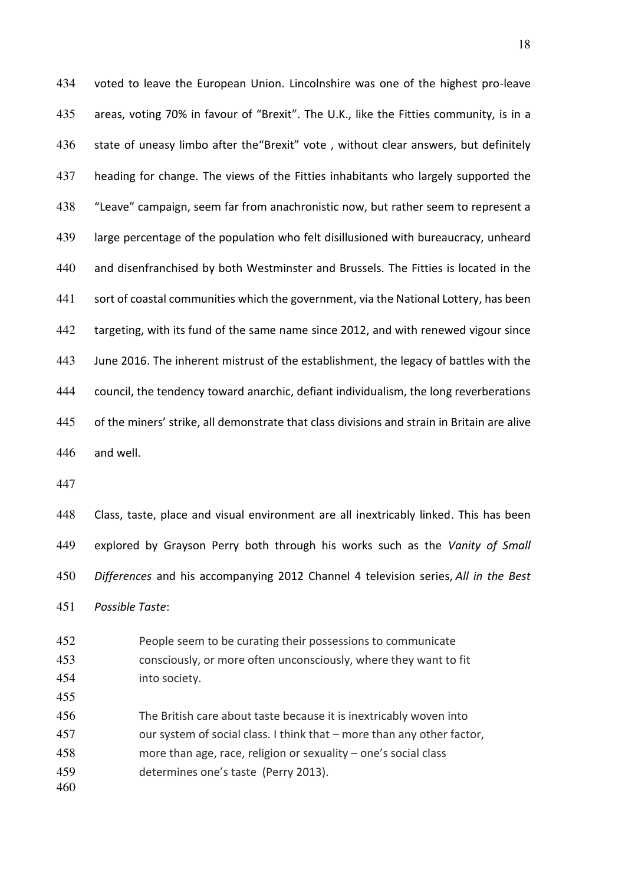voted to leave the European Union. Lincolnshire was one of the highest pro-leave areas, voting 70% in favour of "Brexit". The U.K., like the Fitties community, is in a state of uneasy limbo after the"Brexit" vote , without clear answers, but definitely heading for change. The views of the Fitties inhabitants who largely supported the "Leave" campaign, seem far from anachronistic now, but rather seem to represent a large percentage of the population who felt disillusioned with bureaucracy, unheard and disenfranchised by both Westminster and Brussels. The Fitties is located in the sort of coastal communities which the government, via the National Lottery, has been targeting, with its fund of the same name since 2012, and with renewed vigour since June 2016. The inherent mistrust of the establishment, the legacy of battles with the council, the tendency toward anarchic, defiant individualism, the long reverberations of the miners' strike, all demonstrate that class divisions and strain in Britain are alive and well.

Class, taste, place and visual environment are all inextricably linked. This has been explored by Grayson Perry both through his works such as the *Vanity of Small Differences* and his accompanying 2012 Channel 4 television series, *All in the Best Possible Taste*:

> People seem to be curating their possessions to communicate consciously, or more often unconsciously, where they want to fit into society.
>
> The British care about taste because it is inextricably woven into our system of social class. I think that – more than any other factor, more than age, race, religion or sexuality – one's social class determines one's taste (Perry 2013).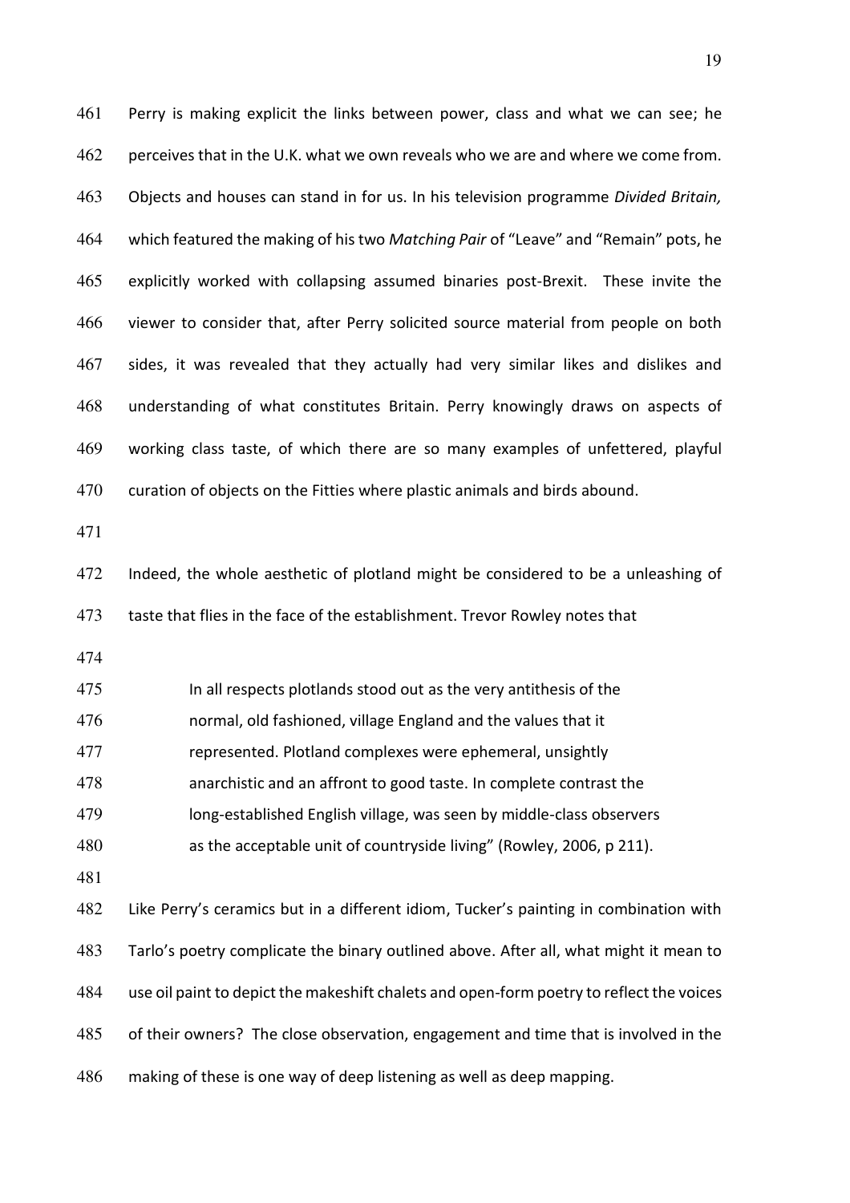Perry is making explicit the links between power, class and what we can see; he perceives that in the U.K. what we own reveals who we are and where we come from. Objects and houses can stand in for us. In his television programme *Divided Britain,* which featured the making of his two *Matching Pair* of "Leave" and "Remain" pots, he explicitly worked with collapsing assumed binaries post-Brexit. These invite the viewer to consider that, after Perry solicited source material from people on both sides, it was revealed that they actually had very similar likes and dislikes and understanding of what constitutes Britain. Perry knowingly draws on aspects of working class taste, of which there are so many examples of unfettered, playful curation of objects on the Fitties where plastic animals and birds abound.

Indeed, the whole aesthetic of plotland might be considered to be a unleashing of taste that flies in the face of the establishment. Trevor Rowley notes that

> In all respects plotlands stood out as the very antithesis of the normal, old fashioned, village England and the values that it represented. Plotland complexes were ephemeral, unsightly anarchistic and an affront to good taste. In complete contrast the long-established English village, was seen by middle-class observers as the acceptable unit of countryside living" (Rowley, 2006, p 211).

Like Perry's ceramics but in a different idiom, Tucker's painting in combination with Tarlo's poetry complicate the binary outlined above. After all, what might it mean to use oil paint to depict the makeshift chalets and open-form poetry to reflect the voices of their owners? The close observation, engagement and time that is involved in the making of these is one way of deep listening as well as deep mapping.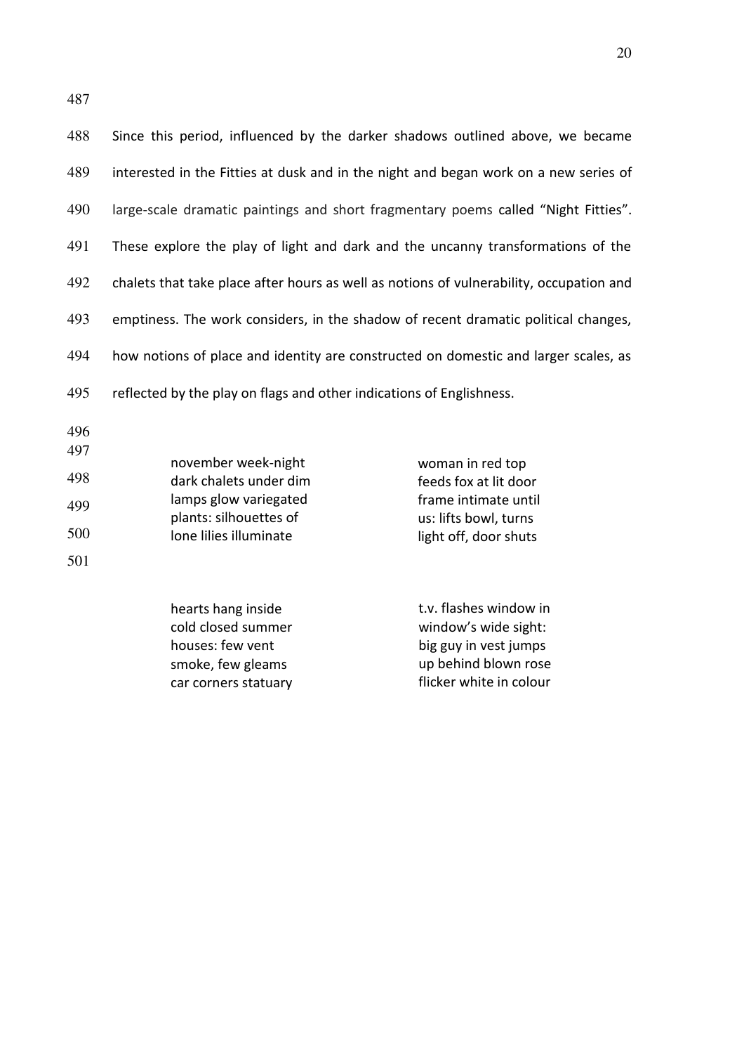Since this period, influenced by the darker shadows outlined above, we became interested in the Fitties at dusk and in the night and began work on a new series of large-scale dramatic paintings and short fragmentary poems called "Night Fitties". These explore the play of light and dark and the uncanny transformations of the chalets that take place after hours as well as notions of vulnerability, occupation and emptiness. The work considers, in the shadow of recent dramatic political changes, how notions of place and identity are constructed on domestic and larger scales, as reflected by the play on flags and other indications of Englishness.

november week-night  
dark chalets under dim  
lamps glow variegated  
plants: silhouettes of  
lone lilies illuminate

woman in red top  
feeds fox at lit door  
frame intimate until  
us: lifts bowl, turns  
light off, door shuts

hearts hang inside  
cold closed summer  
houses: few vent  
smoke, few gleams  
car corners statuary

t.v. flashes window in  
window's wide sight:  
big guy in vest jumps  
up behind blown rose  
flicker white in colour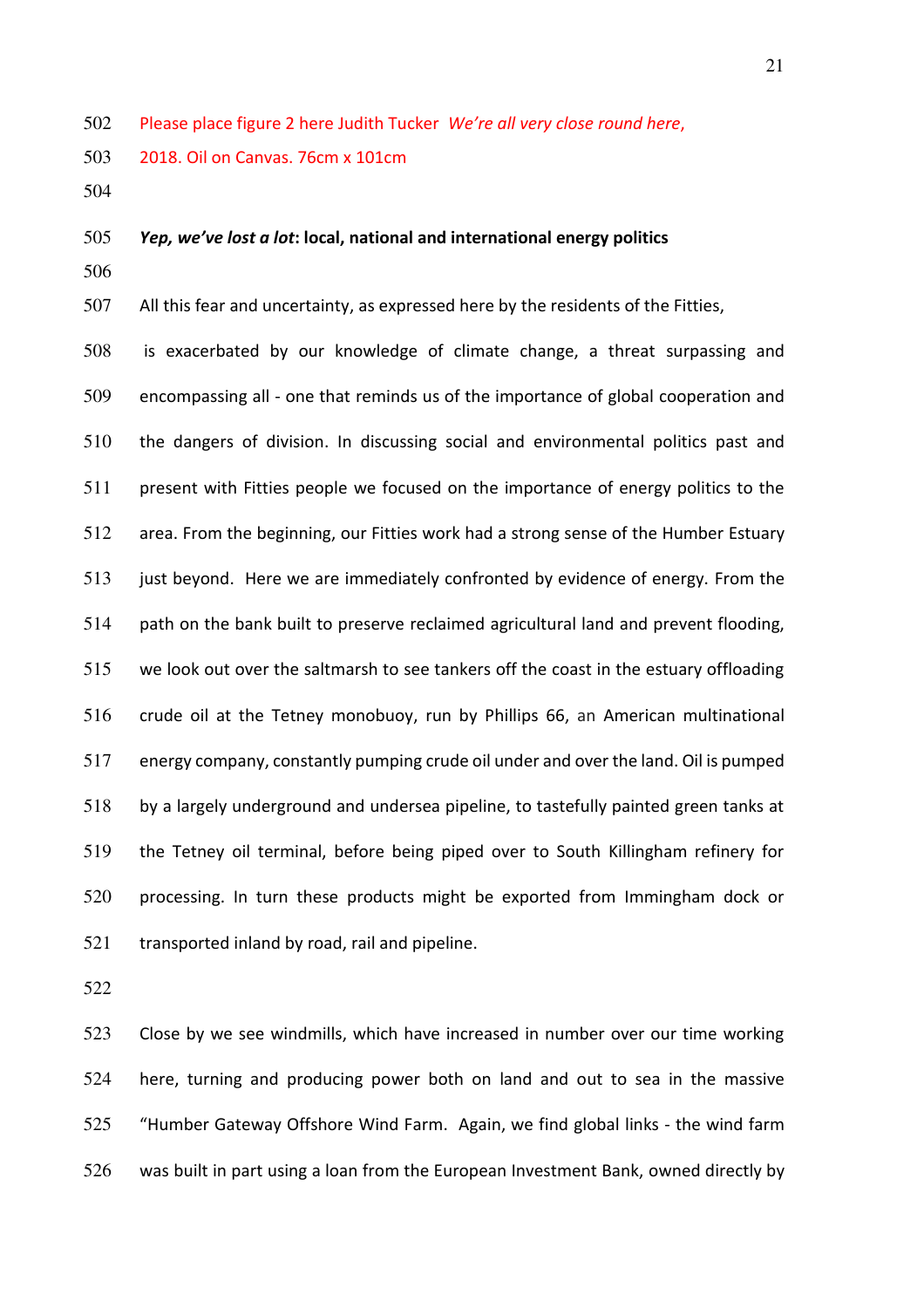Please place figure 2 here Judith Tucker *We're all very close round here*, 2018. Oil on Canvas. 76cm x 101cm

***Yep, we've lost a lot*: local, national and international energy politics**

All this fear and uncertainty, as expressed here by the residents of the Fitties, is exacerbated by our knowledge of climate change, a threat surpassing and encompassing all - one that reminds us of the importance of global cooperation and the dangers of division. In discussing social and environmental politics past and present with Fitties people we focused on the importance of energy politics to the area. From the beginning, our Fitties work had a strong sense of the Humber Estuary just beyond. Here we are immediately confronted by evidence of energy. From the path on the bank built to preserve reclaimed agricultural land and prevent flooding, we look out over the saltmarsh to see tankers off the coast in the estuary offloading crude oil at the Tetney monobuoy, run by Phillips 66, an American multinational energy company, constantly pumping crude oil under and over the land. Oil is pumped by a largely underground and undersea pipeline, to tastefully painted green tanks at the Tetney oil terminal, before being piped over to South Killingham refinery for processing. In turn these products might be exported from Immingham dock or transported inland by road, rail and pipeline.

Close by we see windmills, which have increased in number over our time working here, turning and producing power both on land and out to sea in the massive "Humber Gateway Offshore Wind Farm. Again, we find global links - the wind farm was built in part using a loan from the European Investment Bank, owned directly by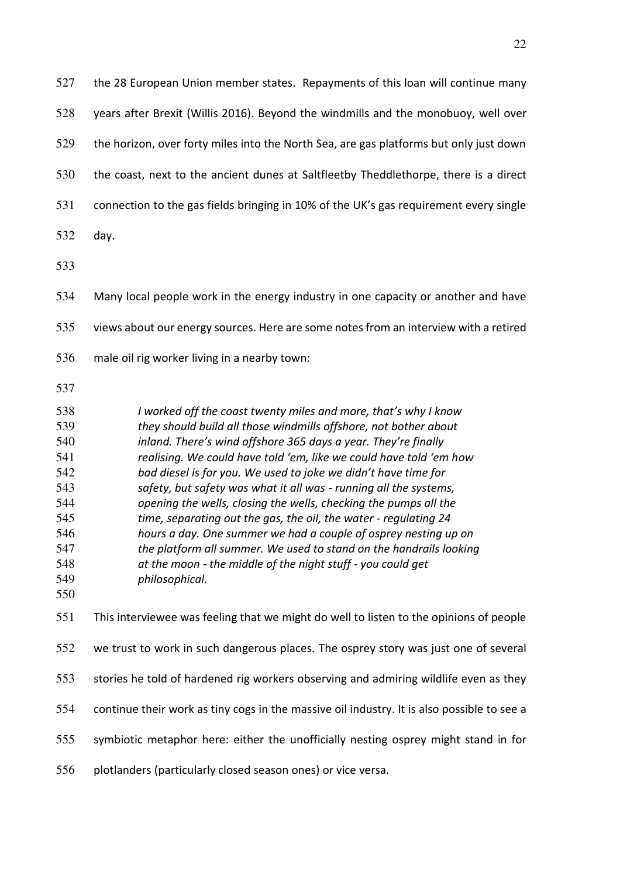the 28 European Union member states. Repayments of this loan will continue many years after Brexit (Willis 2016). Beyond the windmills and the monobuoy, well over the horizon, over forty miles into the North Sea, are gas platforms but only just down the coast, next to the ancient dunes at Saltfleetby Theddlethorpe, there is a direct connection to the gas fields bringing in 10% of the UK's gas requirement every single day.

Many local people work in the energy industry in one capacity or another and have views about our energy sources. Here are some notes from an interview with a retired male oil rig worker living in a nearby town:

> *I worked off the coast twenty miles and more, that's why I know they should build all those windmills offshore, not bother about inland. There's wind offshore 365 days a year. They're finally realising. We could have told 'em, like we could have told 'em how bad diesel is for you. We used to joke we didn't have time for safety, but safety was what it all was - running all the systems, opening the wells, closing the wells, checking the pumps all the time, separating out the gas, the oil, the water - regulating 24 hours a day. One summer we had a couple of osprey nesting up on the platform all summer. We used to stand on the handrails looking at the moon - the middle of the night stuff - you could get philosophical.*

This interviewee was feeling that we might do well to listen to the opinions of people we trust to work in such dangerous places. The osprey story was just one of several stories he told of hardened rig workers observing and admiring wildlife even as they continue their work as tiny cogs in the massive oil industry. It is also possible to see a symbiotic metaphor here: either the unofficially nesting osprey might stand in for plotlanders (particularly closed season ones) or vice versa.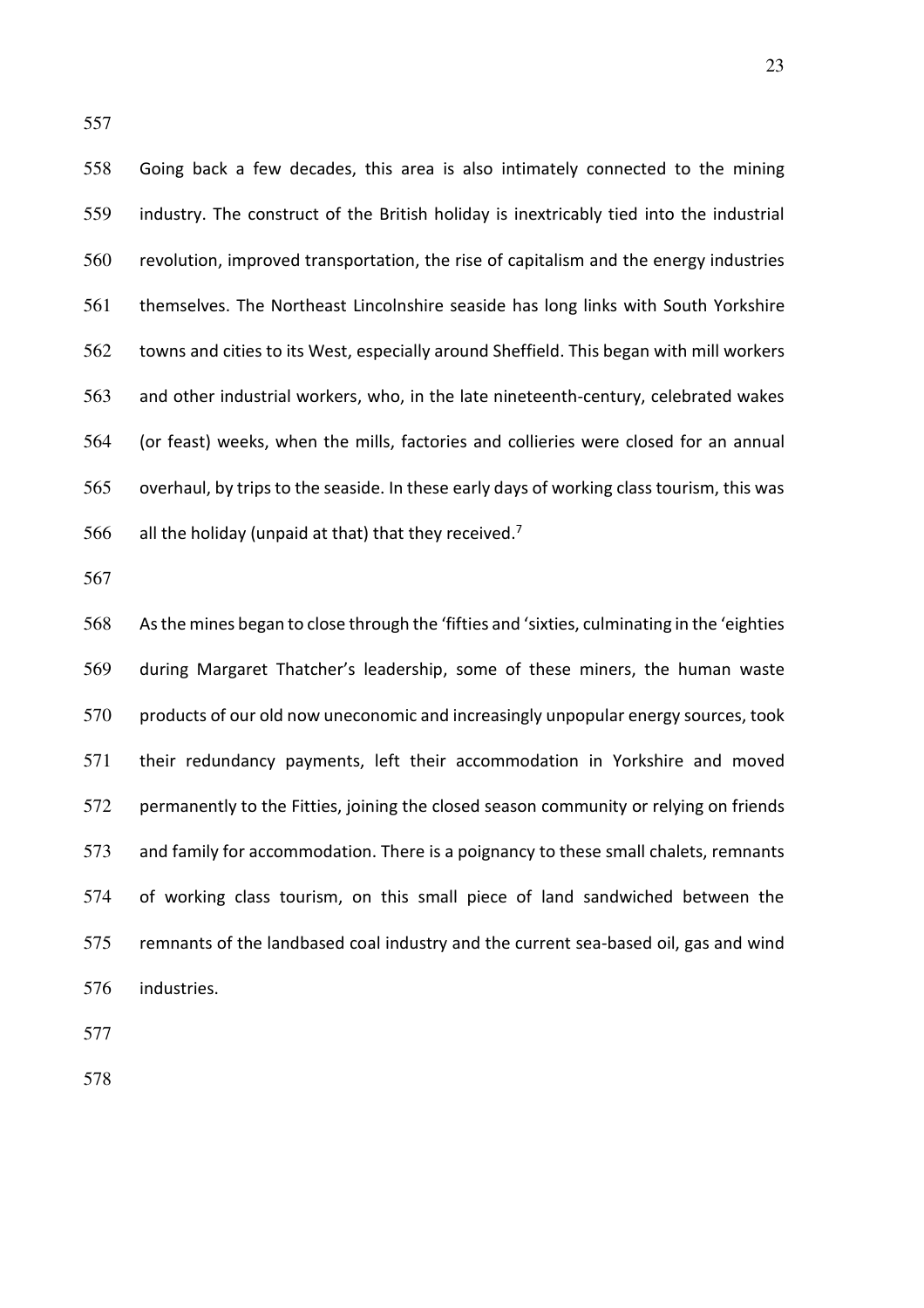Going back a few decades, this area is also intimately connected to the mining industry. The construct of the British holiday is inextricably tied into the industrial revolution, improved transportation, the rise of capitalism and the energy industries themselves. The Northeast Lincolnshire seaside has long links with South Yorkshire towns and cities to its West, especially around Sheffield. This began with mill workers and other industrial workers, who, in the late nineteenth-century, celebrated wakes (or feast) weeks, when the mills, factories and collieries were closed for an annual overhaul, by trips to the seaside. In these early days of working class tourism, this was all the holiday (unpaid at that) that they received.[7]

As the mines began to close through the 'fifties and 'sixties, culminating in the 'eighties during Margaret Thatcher's leadership, some of these miners, the human waste products of our old now uneconomic and increasingly unpopular energy sources, took their redundancy payments, left their accommodation in Yorkshire and moved permanently to the Fitties, joining the closed season community or relying on friends and family for accommodation. There is a poignancy to these small chalets, remnants of working class tourism, on this small piece of land sandwiched between the remnants of the landbased coal industry and the current sea-based oil, gas and wind industries.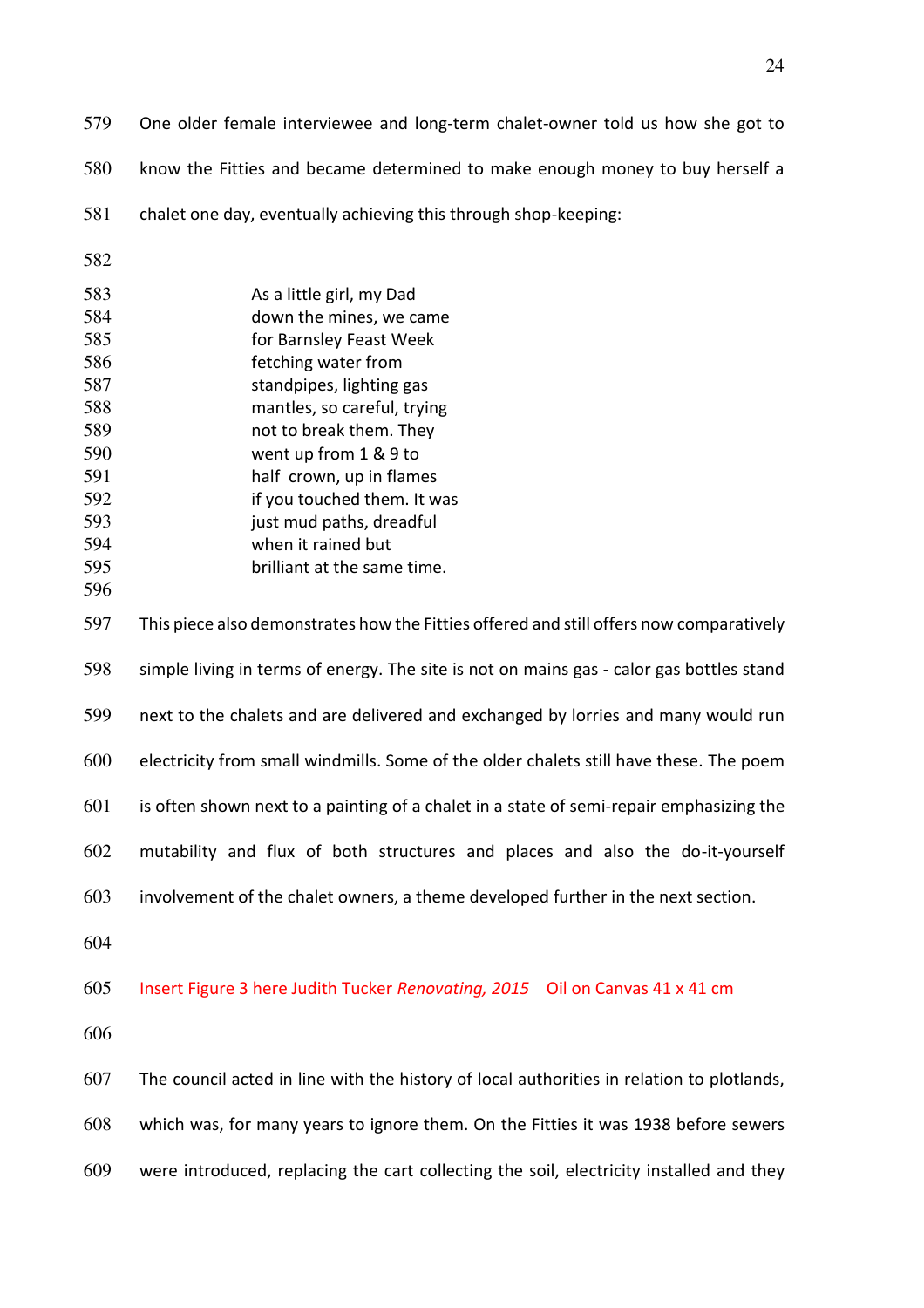One older female interviewee and long-term chalet-owner told us how she got to know the Fitties and became determined to make enough money to buy herself a chalet one day, eventually achieving this through shop-keeping:

> As a little girl, my Dad  
> down the mines, we came  
> for Barnsley Feast Week  
> fetching water from  
> standpipes, lighting gas  
> mantles, so careful, trying  
> not to break them. They  
> went up from 1 & 9 to  
> half crown, up in flames  
> if you touched them. It was  
> just mud paths, dreadful  
> when it rained but  
> brilliant at the same time.

This piece also demonstrates how the Fitties offered and still offers now comparatively simple living in terms of energy. The site is not on mains gas - calor gas bottles stand next to the chalets and are delivered and exchanged by lorries and many would run electricity from small windmills. Some of the older chalets still have these. The poem is often shown next to a painting of a chalet in a state of semi-repair emphasizing the mutability and flux of both structures and places and also the do-it-yourself involvement of the chalet owners, a theme developed further in the next section.

Insert Figure 3 here Judith Tucker *Renovating, 2015* Oil on Canvas 41 x 41 cm

The council acted in line with the history of local authorities in relation to plotlands, which was, for many years to ignore them. On the Fitties it was 1938 before sewers were introduced, replacing the cart collecting the soil, electricity installed and they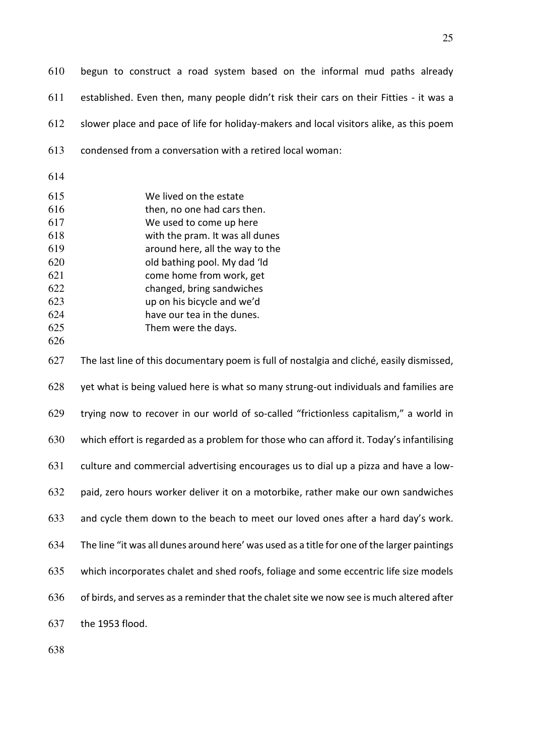begun to construct a road system based on the informal mud paths already established. Even then, many people didn't risk their cars on their Fitties - it was a slower place and pace of life for holiday-makers and local visitors alike, as this poem condensed from a conversation with a retired local woman:

> We lived on the estate
> then, no one had cars then.
> We used to come up here
> with the pram. It was all dunes
> around here, all the way to the
> old bathing pool. My dad 'ld
> come home from work, get
> changed, bring sandwiches
> up on his bicycle and we'd
> have our tea in the dunes.
> Them were the days.

The last line of this documentary poem is full of nostalgia and cliché, easily dismissed, yet what is being valued here is what so many strung-out individuals and families are trying now to recover in our world of so-called "frictionless capitalism," a world in which effort is regarded as a problem for those who can afford it. Today's infantilising culture and commercial advertising encourages us to dial up a pizza and have a low-paid, zero hours worker deliver it on a motorbike, rather make our own sandwiches and cycle them down to the beach to meet our loved ones after a hard day's work. The line "it was all dunes around here' was used as a title for one of the larger paintings which incorporates chalet and shed roofs, foliage and some eccentric life size models of birds, and serves as a reminder that the chalet site we now see is much altered after the 1953 flood.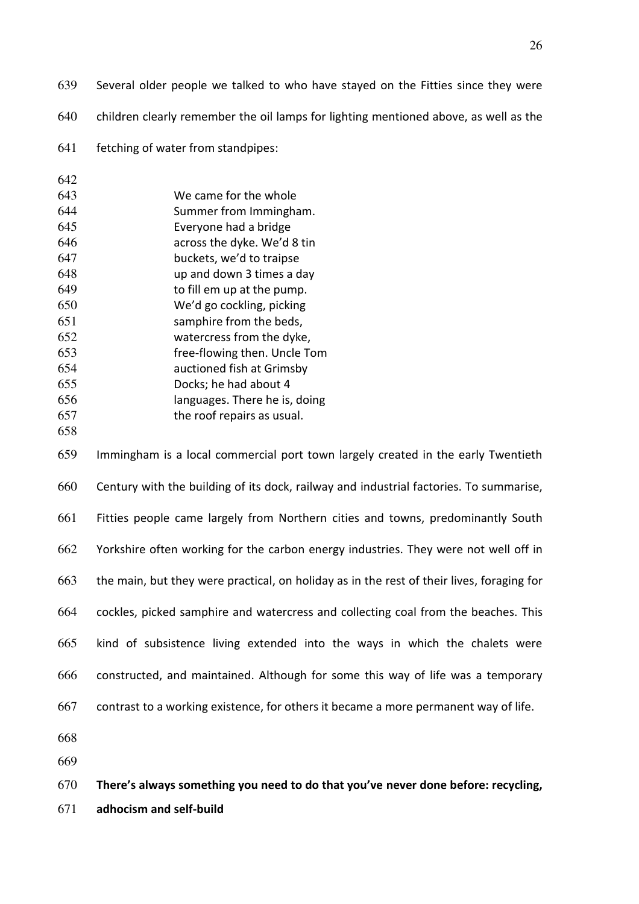Several older people we talked to who have stayed on the Fitties since they were children clearly remember the oil lamps for lighting mentioned above, as well as the fetching of water from standpipes:

> We came for the whole
> Summer from Immingham.
> Everyone had a bridge
> across the dyke. We'd 8 tin
> buckets, we'd to traipse
> up and down 3 times a day
> to fill em up at the pump.
> We'd go cockling, picking
> samphire from the beds,
> watercress from the dyke,
> free-flowing then. Uncle Tom
> auctioned fish at Grimsby
> Docks; he had about 4
> languages. There he is, doing
> the roof repairs as usual.

Immingham is a local commercial port town largely created in the early Twentieth Century with the building of its dock, railway and industrial factories. To summarise, Fitties people came largely from Northern cities and towns, predominantly South Yorkshire often working for the carbon energy industries. They were not well off in the main, but they were practical, on holiday as in the rest of their lives, foraging for cockles, picked samphire and watercress and collecting coal from the beaches. This kind of subsistence living extended into the ways in which the chalets were constructed, and maintained. Although for some this way of life was a temporary contrast to a working existence, for others it became a more permanent way of life.

**There's always something you need to do that you've never done before: recycling, adhocism and self-build**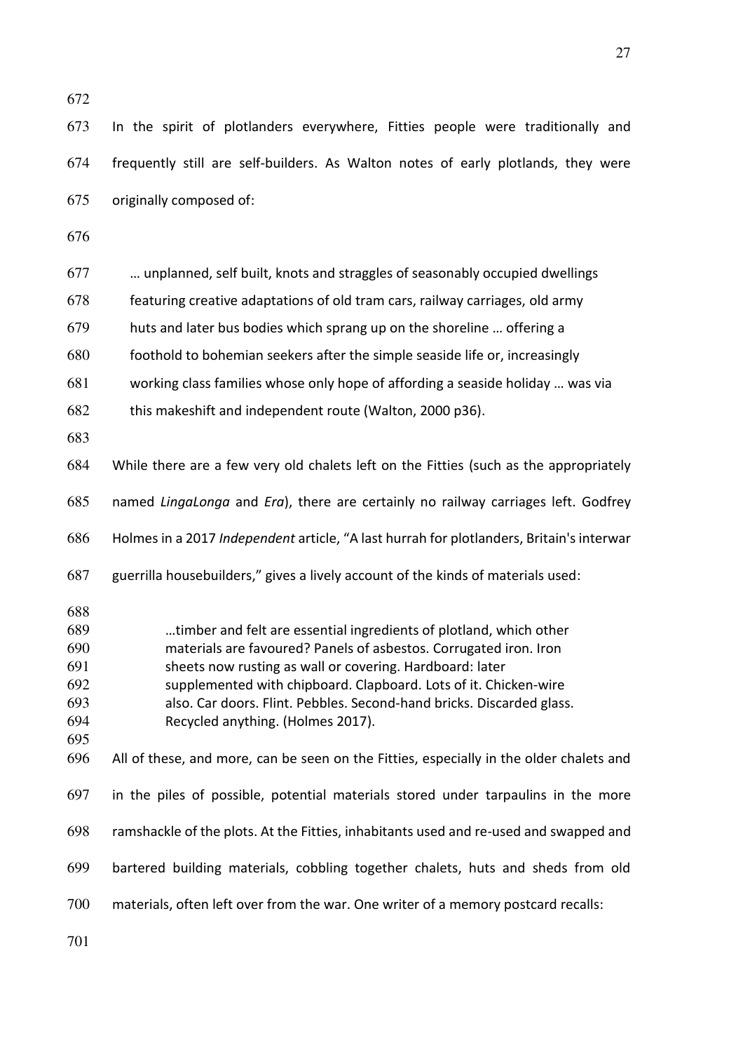In the spirit of plotlanders everywhere, Fitties people were traditionally and frequently still are self-builders. As Walton notes of early plotlands, they were originally composed of:

> … unplanned, self built, knots and straggles of seasonably occupied dwellings featuring creative adaptations of old tram cars, railway carriages, old army huts and later bus bodies which sprang up on the shoreline … offering a foothold to bohemian seekers after the simple seaside life or, increasingly working class families whose only hope of affording a seaside holiday … was via this makeshift and independent route (Walton, 2000 p36).

While there are a few very old chalets left on the Fitties (such as the appropriately named *LingaLonga* and *Era*), there are certainly no railway carriages left. Godfrey Holmes in a 2017 *Independent* article, "A last hurrah for plotlanders, Britain's interwar guerrilla housebuilders," gives a lively account of the kinds of materials used:

> …timber and felt are essential ingredients of plotland, which other materials are favoured? Panels of asbestos. Corrugated iron. Iron sheets now rusting as wall or covering. Hardboard: later supplemented with chipboard. Clapboard. Lots of it. Chicken-wire also. Car doors. Flint. Pebbles. Second-hand bricks. Discarded glass. Recycled anything. (Holmes 2017).

All of these, and more, can be seen on the Fitties, especially in the older chalets and in the piles of possible, potential materials stored under tarpaulins in the more ramshackle of the plots. At the Fitties, inhabitants used and re-used and swapped and bartered building materials, cobbling together chalets, huts and sheds from old materials, often left over from the war. One writer of a memory postcard recalls: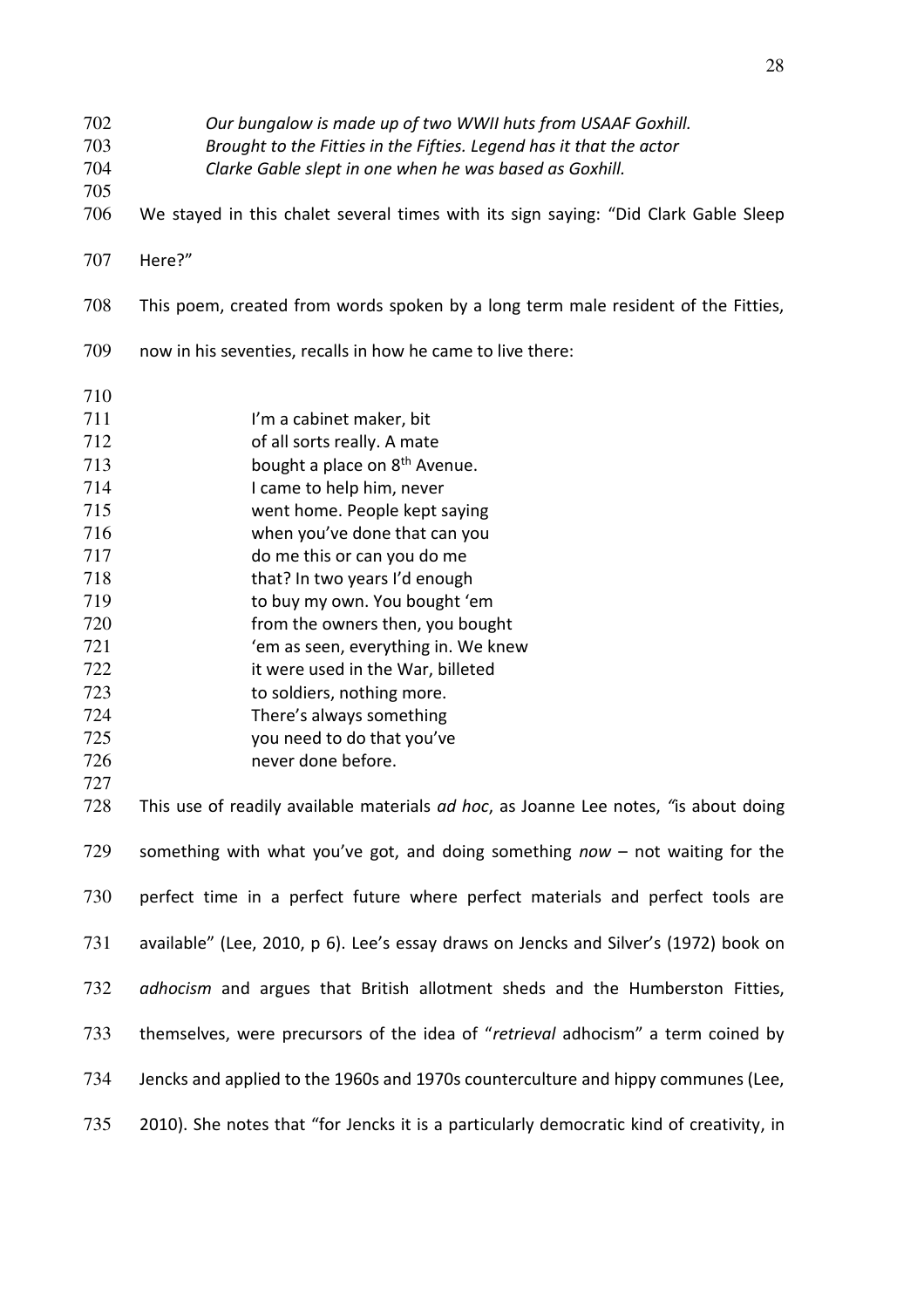*Our bungalow is made up of two WWII huts from USAAF Goxhill.*
*Brought to the Fitties in the Fifties. Legend has it that the actor*
*Clarke Gable slept in one when he was based as Goxhill.*

We stayed in this chalet several times with its sign saying: "Did Clark Gable Sleep Here?"

This poem, created from words spoken by a long term male resident of the Fitties, now in his seventies, recalls in how he came to live there:

> I'm a cabinet maker, bit
> of all sorts really. A mate
> bought a place on 8th Avenue.
> I came to help him, never
> went home. People kept saying
> when you've done that can you
> do me this or can you do me
> that? In two years I'd enough
> to buy my own. You bought 'em
> from the owners then, you bought
> 'em as seen, everything in. We knew
> it were used in the War, billeted
> to soldiers, nothing more.
> There's always something
> you need to do that you've
> never done before.

This use of readily available materials *ad hoc*, as Joanne Lee notes, "is about doing something with what you've got, and doing something *now* – not waiting for the perfect time in a perfect future where perfect materials and perfect tools are available" (Lee, 2010, p 6). Lee's essay draws on Jencks and Silver's (1972) book on *adhocism* and argues that British allotment sheds and the Humberston Fitties, themselves, were precursors of the idea of "*retrieval* adhocism" a term coined by Jencks and applied to the 1960s and 1970s counterculture and hippy communes (Lee, 2010). She notes that "for Jencks it is a particularly democratic kind of creativity, in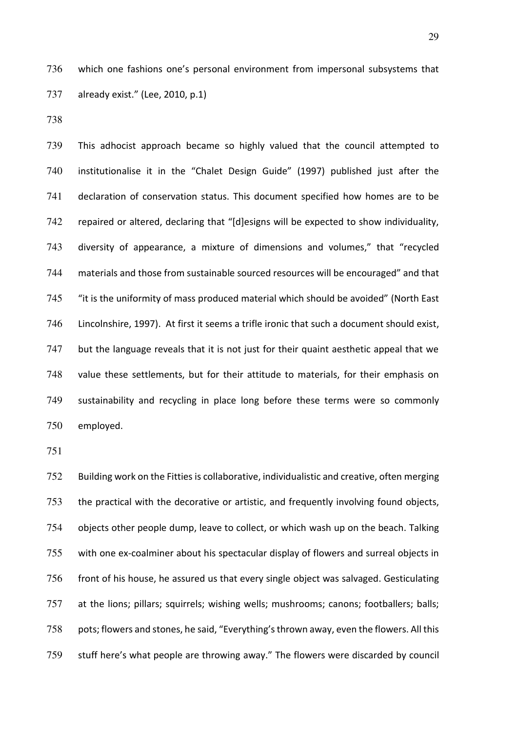which one fashions one's personal environment from impersonal subsystems that already exist." (Lee, 2010, p.1)

This adhocist approach became so highly valued that the council attempted to institutionalise it in the "Chalet Design Guide" (1997) published just after the declaration of conservation status. This document specified how homes are to be repaired or altered, declaring that "[d]esigns will be expected to show individuality, diversity of appearance, a mixture of dimensions and volumes," that "recycled materials and those from sustainable sourced resources will be encouraged" and that "it is the uniformity of mass produced material which should be avoided" (North East Lincolnshire, 1997). At first it seems a trifle ironic that such a document should exist, but the language reveals that it is not just for their quaint aesthetic appeal that we value these settlements, but for their attitude to materials, for their emphasis on sustainability and recycling in place long before these terms were so commonly employed.

Building work on the Fitties is collaborative, individualistic and creative, often merging the practical with the decorative or artistic, and frequently involving found objects, objects other people dump, leave to collect, or which wash up on the beach. Talking with one ex-coalminer about his spectacular display of flowers and surreal objects in front of his house, he assured us that every single object was salvaged. Gesticulating at the lions; pillars; squirrels; wishing wells; mushrooms; canons; footballers; balls; pots; flowers and stones, he said, "Everything's thrown away, even the flowers. All this stuff here's what people are throwing away." The flowers were discarded by council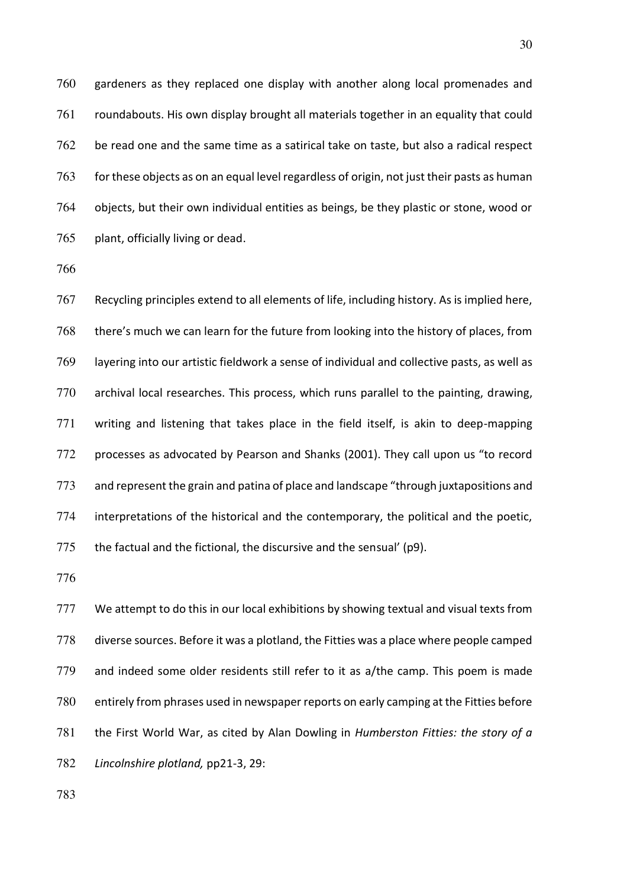gardeners as they replaced one display with another along local promenades and roundabouts. His own display brought all materials together in an equality that could be read one and the same time as a satirical take on taste, but also a radical respect for these objects as on an equal level regardless of origin, not just their pasts as human objects, but their own individual entities as beings, be they plastic or stone, wood or plant, officially living or dead.

Recycling principles extend to all elements of life, including history. As is implied here, there's much we can learn for the future from looking into the history of places, from layering into our artistic fieldwork a sense of individual and collective pasts, as well as archival local researches. This process, which runs parallel to the painting, drawing, writing and listening that takes place in the field itself, is akin to deep-mapping processes as advocated by Pearson and Shanks (2001). They call upon us "to record and represent the grain and patina of place and landscape "through juxtapositions and interpretations of the historical and the contemporary, the political and the poetic, the factual and the fictional, the discursive and the sensual' (p9).

We attempt to do this in our local exhibitions by showing textual and visual texts from diverse sources. Before it was a plotland, the Fitties was a place where people camped and indeed some older residents still refer to it as a/the camp. This poem is made entirely from phrases used in newspaper reports on early camping at the Fitties before the First World War, as cited by Alan Dowling in *Humberston Fitties: the story of a Lincolnshire plotland,* pp21-3, 29: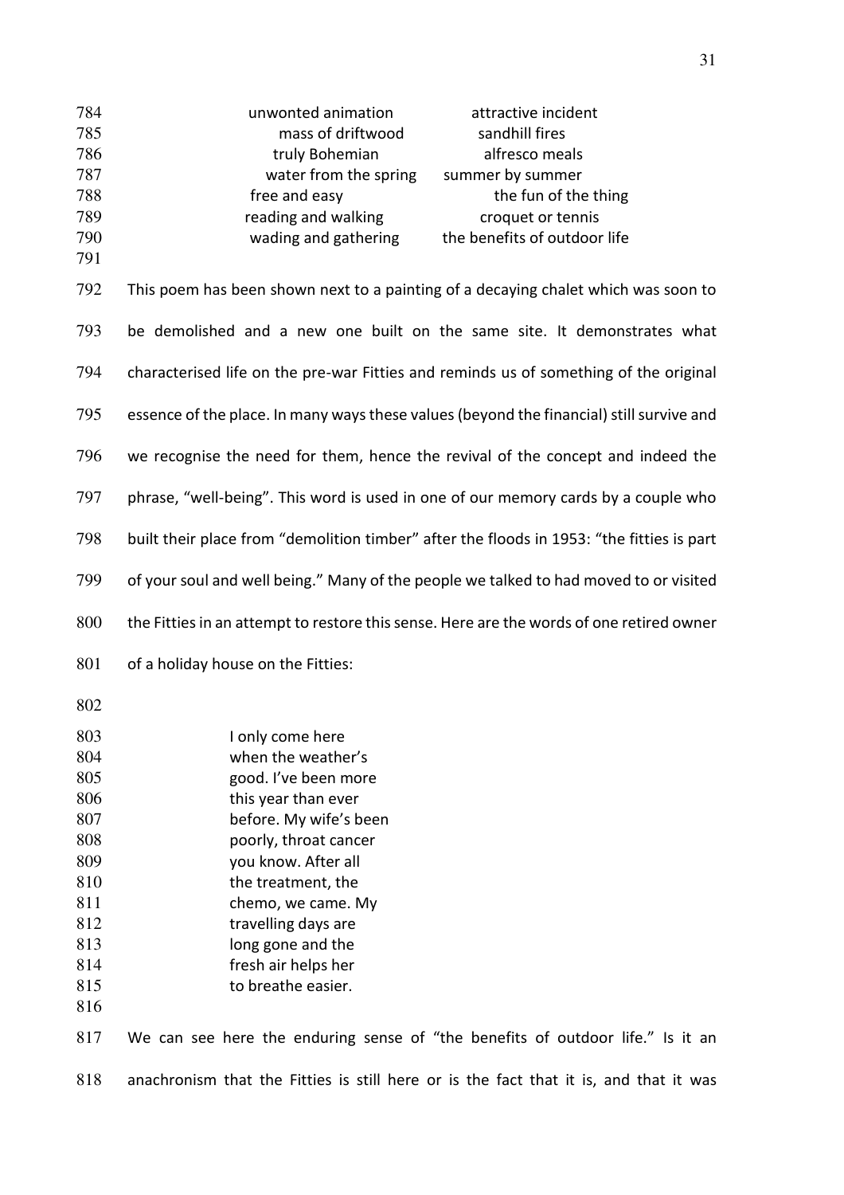unwonted animation attractive incident
mass of driftwood sandhill fires
truly Bohemian alfresco meals
water from the spring summer by summer
free and easy the fun of the thing
reading and walking croquet or tennis
wading and gathering the benefits of outdoor life

This poem has been shown next to a painting of a decaying chalet which was soon to be demolished and a new one built on the same site. It demonstrates what characterised life on the pre-war Fitties and reminds us of something of the original essence of the place. In many ways these values (beyond the financial) still survive and we recognise the need for them, hence the revival of the concept and indeed the phrase, "well-being". This word is used in one of our memory cards by a couple who built their place from "demolition timber" after the floods in 1953: "the fitties is part of your soul and well being." Many of the people we talked to had moved to or visited the Fitties in an attempt to restore this sense. Here are the words of one retired owner of a holiday house on the Fitties:

I only come here
when the weather's
good. I've been more
this year than ever
before. My wife's been
poorly, throat cancer
you know. After all
the treatment, the
chemo, we came. My
travelling days are
long gone and the
fresh air helps her
to breathe easier.

We can see here the enduring sense of "the benefits of outdoor life." Is it an anachronism that the Fitties is still here or is the fact that it is, and that it was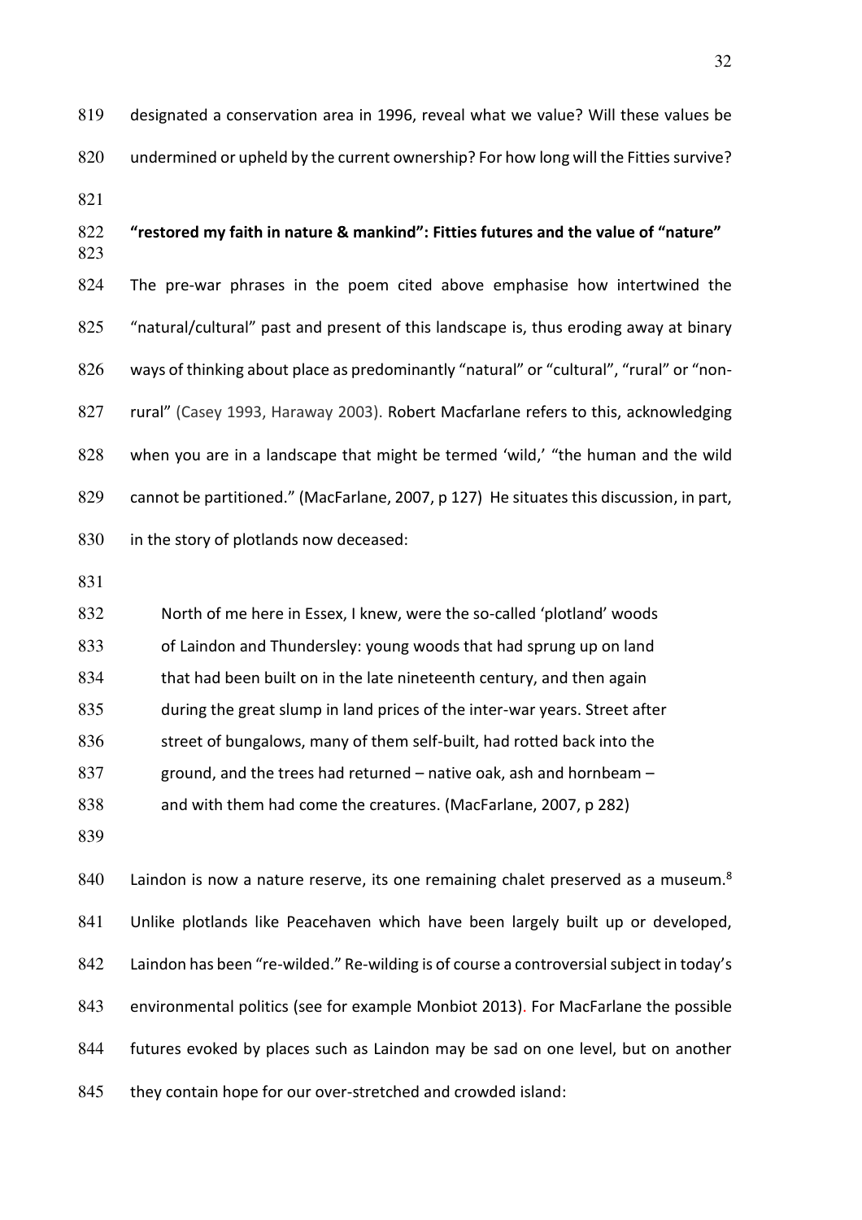designated a conservation area in 1996, reveal what we value? Will these values be undermined or upheld by the current ownership? For how long will the Fitties survive?

**"restored my faith in nature & mankind": Fitties futures and the value of "nature"**

The pre-war phrases in the poem cited above emphasise how intertwined the "natural/cultural" past and present of this landscape is, thus eroding away at binary ways of thinking about place as predominantly "natural" or "cultural", "rural" or "non-rural" (Casey 1993, Haraway 2003). Robert Macfarlane refers to this, acknowledging when you are in a landscape that might be termed 'wild,' "the human and the wild cannot be partitioned." (MacFarlane, 2007, p 127) He situates this discussion, in part, in the story of plotlands now deceased:

> North of me here in Essex, I knew, were the so-called 'plotland' woods of Laindon and Thundersley: young woods that had sprung up on land that had been built on in the late nineteenth century, and then again during the great slump in land prices of the inter-war years. Street after street of bungalows, many of them self-built, had rotted back into the ground, and the trees had returned – native oak, ash and hornbeam – and with them had come the creatures. (MacFarlane, 2007, p 282)

Laindon is now a nature reserve, its one remaining chalet preserved as a museum.[8] Unlike plotlands like Peacehaven which have been largely built up or developed, Laindon has been "re-wilded." Re-wilding is of course a controversial subject in today's environmental politics (see for example Monbiot 2013). For MacFarlane the possible futures evoked by places such as Laindon may be sad on one level, but on another they contain hope for our over-stretched and crowded island: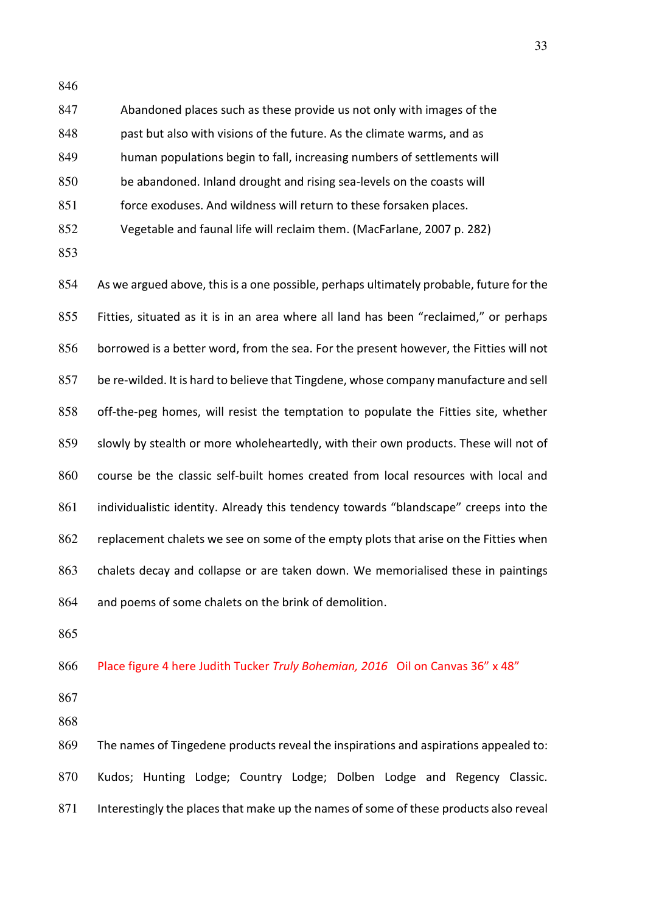> Abandoned places such as these provide us not only with images of the past but also with visions of the future. As the climate warms, and as human populations begin to fall, increasing numbers of settlements will be abandoned. Inland drought and rising sea-levels on the coasts will force exoduses. And wildness will return to these forsaken places. Vegetable and faunal life will reclaim them. (MacFarlane, 2007 p. 282)

As we argued above, this is a one possible, perhaps ultimately probable, future for the Fitties, situated as it is in an area where all land has been "reclaimed," or perhaps borrowed is a better word, from the sea. For the present however, the Fitties will not be re-wilded. It is hard to believe that Tingdene, whose company manufacture and sell off-the-peg homes, will resist the temptation to populate the Fitties site, whether slowly by stealth or more wholeheartedly, with their own products. These will not of course be the classic self-built homes created from local resources with local and individualistic identity. Already this tendency towards "blandscape" creeps into the replacement chalets we see on some of the empty plots that arise on the Fitties when chalets decay and collapse or are taken down. We memorialised these in paintings and poems of some chalets on the brink of demolition.

Place figure 4 here Judith Tucker *Truly Bohemian, 2016* Oil on Canvas 36" x 48"

The names of Tingedene products reveal the inspirations and aspirations appealed to: Kudos; Hunting Lodge; Country Lodge; Dolben Lodge and Regency Classic. Interestingly the places that make up the names of some of these products also reveal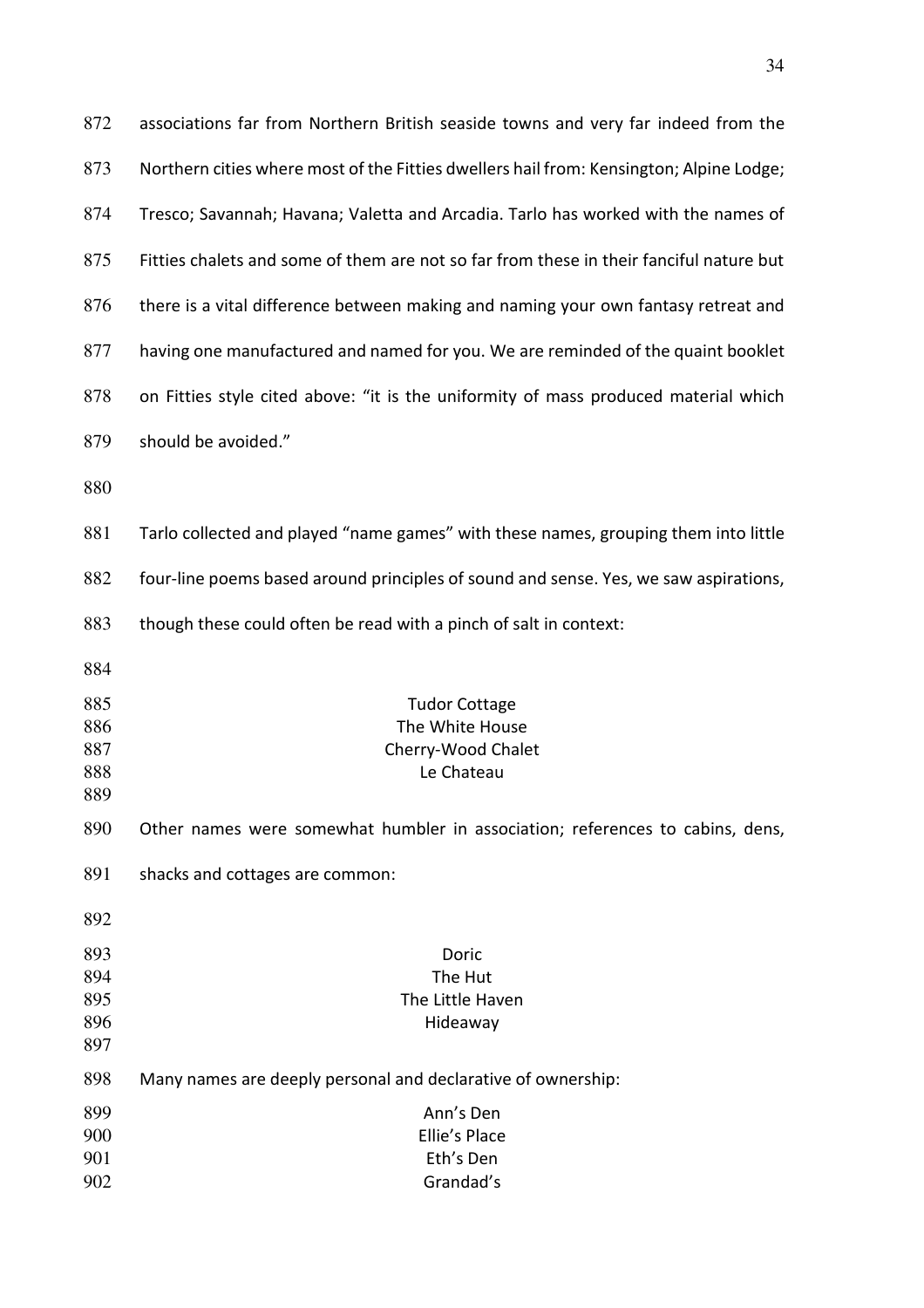associations far from Northern British seaside towns and very far indeed from the Northern cities where most of the Fitties dwellers hail from: Kensington; Alpine Lodge; Tresco; Savannah; Havana; Valetta and Arcadia. Tarlo has worked with the names of Fitties chalets and some of them are not so far from these in their fanciful nature but there is a vital difference between making and naming your own fantasy retreat and having one manufactured and named for you. We are reminded of the quaint booklet on Fitties style cited above: "it is the uniformity of mass produced material which should be avoided."

Tarlo collected and played "name games" with these names, grouping them into little four-line poems based around principles of sound and sense. Yes, we saw aspirations, though these could often be read with a pinch of salt in context:

Tudor Cottage
The White House
Cherry-Wood Chalet
Le Chateau

Other names were somewhat humbler in association; references to cabins, dens, shacks and cottages are common:

Doric
The Hut
The Little Haven
Hideaway

Many names are deeply personal and declarative of ownership:

Ann's Den
Ellie's Place
Eth's Den
Grandad's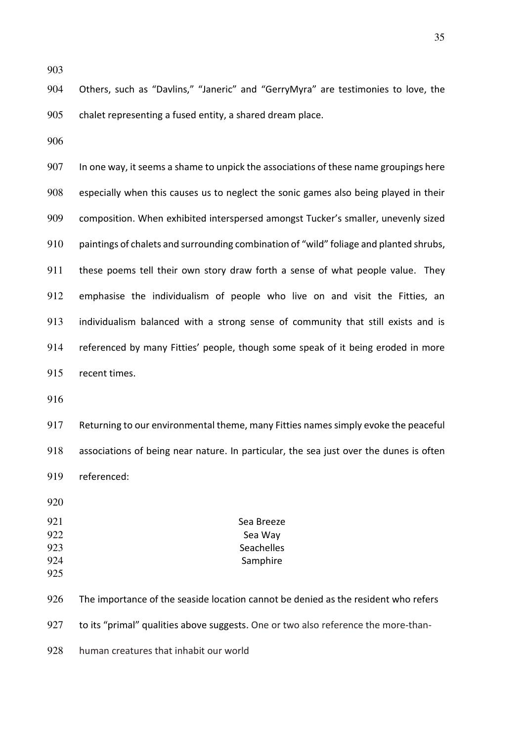Others, such as "Davlins," "Janeric" and "GerryMyra" are testimonies to love, the chalet representing a fused entity, a shared dream place.

In one way, it seems a shame to unpick the associations of these name groupings here especially when this causes us to neglect the sonic games also being played in their composition. When exhibited interspersed amongst Tucker's smaller, unevenly sized paintings of chalets and surrounding combination of "wild" foliage and planted shrubs, these poems tell their own story draw forth a sense of what people value. They emphasise the individualism of people who live on and visit the Fitties, an individualism balanced with a strong sense of community that still exists and is referenced by many Fitties' people, though some speak of it being eroded in more recent times.

Returning to our environmental theme, many Fitties names simply evoke the peaceful associations of being near nature. In particular, the sea just over the dunes is often referenced:

Sea Breeze
Sea Way
Seachelles
Samphire

The importance of the seaside location cannot be denied as the resident who refers to its "primal" qualities above suggests. One or two also reference the more-than-human creatures that inhabit our world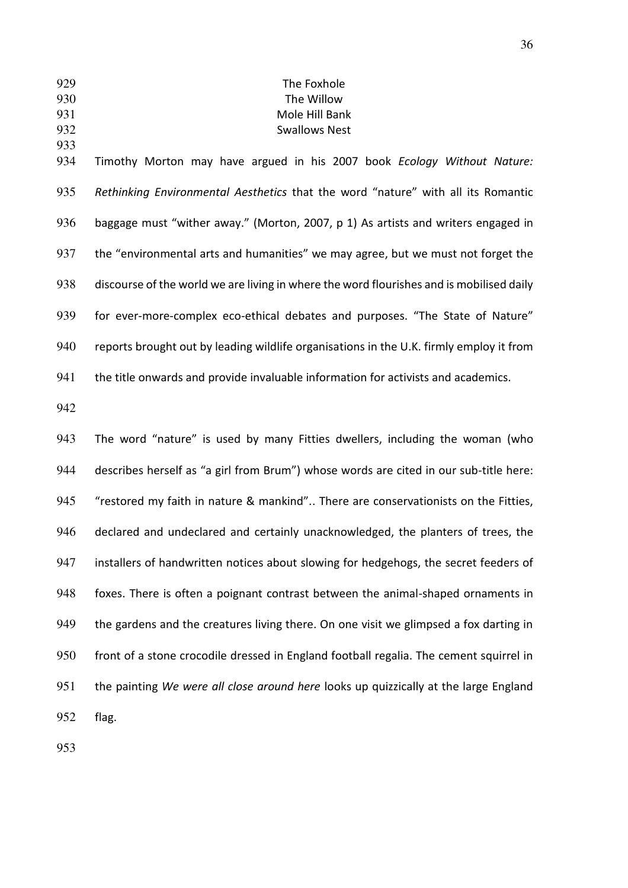The Foxhole  
The Willow  
Mole Hill Bank  
Swallows Nest

Timothy Morton may have argued in his 2007 book *Ecology Without Nature: Rethinking Environmental Aesthetics* that the word "nature" with all its Romantic baggage must "wither away." (Morton, 2007, p 1) As artists and writers engaged in the "environmental arts and humanities" we may agree, but we must not forget the discourse of the world we are living in where the word flourishes and is mobilised daily for ever-more-complex eco-ethical debates and purposes. "The State of Nature" reports brought out by leading wildlife organisations in the U.K. firmly employ it from the title onwards and provide invaluable information for activists and academics.

The word "nature" is used by many Fitties dwellers, including the woman (who describes herself as "a girl from Brum") whose words are cited in our sub-title here: "restored my faith in nature & mankind".. There are conservationists on the Fitties, declared and undeclared and certainly unacknowledged, the planters of trees, the installers of handwritten notices about slowing for hedgehogs, the secret feeders of foxes. There is often a poignant contrast between the animal-shaped ornaments in the gardens and the creatures living there. On one visit we glimpsed a fox darting in front of a stone crocodile dressed in England football regalia. The cement squirrel in the painting *We were all close around here* looks up quizzically at the large England flag.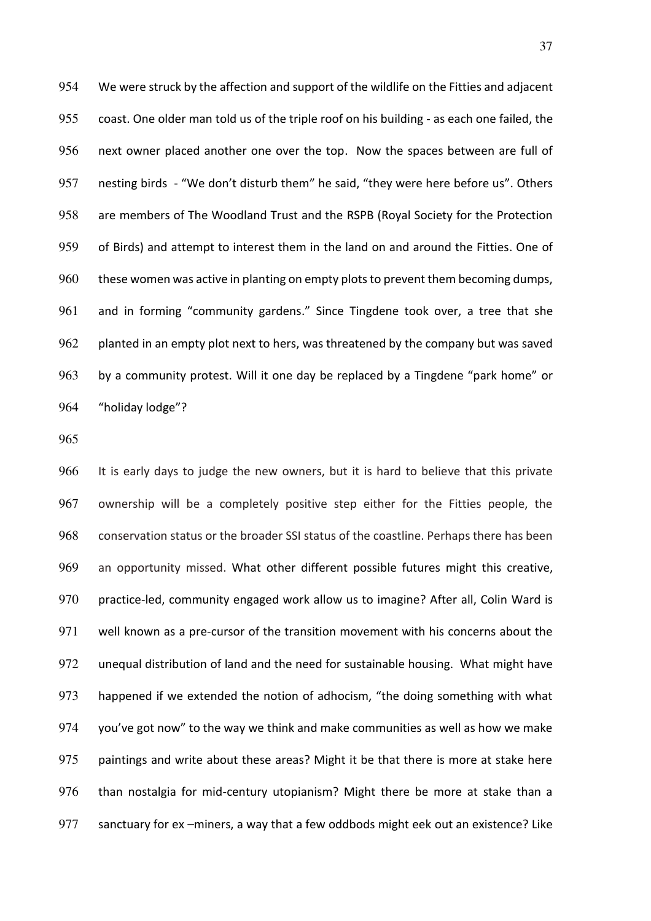We were struck by the affection and support of the wildlife on the Fitties and adjacent coast. One older man told us of the triple roof on his building - as each one failed, the next owner placed another one over the top. Now the spaces between are full of nesting birds - "We don't disturb them" he said, "they were here before us". Others are members of The Woodland Trust and the RSPB (Royal Society for the Protection of Birds) and attempt to interest them in the land on and around the Fitties. One of these women was active in planting on empty plots to prevent them becoming dumps, and in forming "community gardens." Since Tingdene took over, a tree that she planted in an empty plot next to hers, was threatened by the company but was saved by a community protest. Will it one day be replaced by a Tingdene "park home" or "holiday lodge"?

It is early days to judge the new owners, but it is hard to believe that this private ownership will be a completely positive step either for the Fitties people, the conservation status or the broader SSI status of the coastline. Perhaps there has been an opportunity missed. What other different possible futures might this creative, practice-led, community engaged work allow us to imagine? After all, Colin Ward is well known as a pre-cursor of the transition movement with his concerns about the unequal distribution of land and the need for sustainable housing. What might have happened if we extended the notion of adhocism, "the doing something with what you've got now" to the way we think and make communities as well as how we make paintings and write about these areas? Might it be that there is more at stake here than nostalgia for mid-century utopianism? Might there be more at stake than a sanctuary for ex –miners, a way that a few oddbods might eek out an existence? Like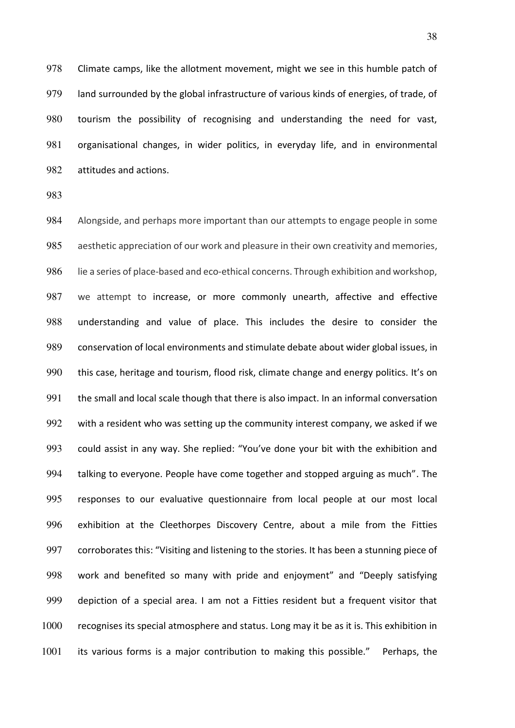Climate camps, like the allotment movement, might we see in this humble patch of land surrounded by the global infrastructure of various kinds of energies, of trade, of tourism the possibility of recognising and understanding the need for vast, organisational changes, in wider politics, in everyday life, and in environmental attitudes and actions.

Alongside, and perhaps more important than our attempts to engage people in some aesthetic appreciation of our work and pleasure in their own creativity and memories, lie a series of place-based and eco-ethical concerns. Through exhibition and workshop, we attempt to increase, or more commonly unearth, affective and effective understanding and value of place. This includes the desire to consider the conservation of local environments and stimulate debate about wider global issues, in this case, heritage and tourism, flood risk, climate change and energy politics. It's on the small and local scale though that there is also impact. In an informal conversation with a resident who was setting up the community interest company, we asked if we could assist in any way. She replied: "You've done your bit with the exhibition and talking to everyone. People have come together and stopped arguing as much". The responses to our evaluative questionnaire from local people at our most local exhibition at the Cleethorpes Discovery Centre, about a mile from the Fitties corroborates this: "Visiting and listening to the stories. It has been a stunning piece of work and benefited so many with pride and enjoyment" and "Deeply satisfying depiction of a special area. I am not a Fitties resident but a frequent visitor that recognises its special atmosphere and status. Long may it be as it is. This exhibition in its various forms is a major contribution to making this possible." Perhaps, the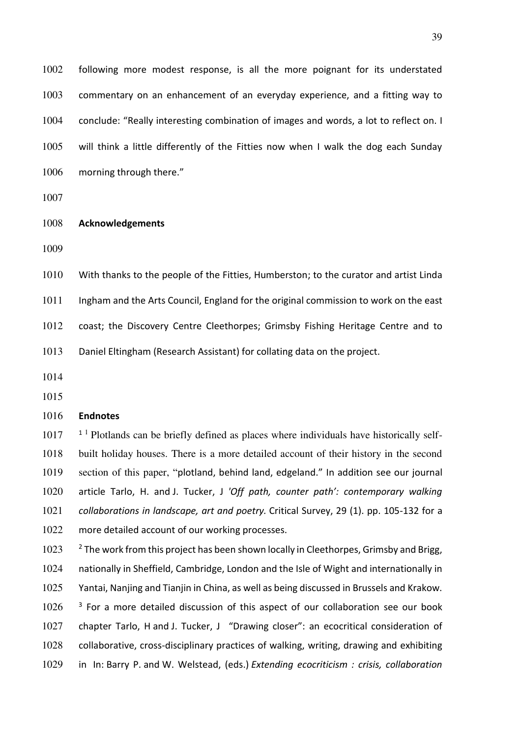following more modest response, is all the more poignant for its understated commentary on an enhancement of an everyday experience, and a fitting way to conclude: "Really interesting combination of images and words, a lot to reflect on. I will think a little differently of the Fitties now when I walk the dog each Sunday morning through there."

## Acknowledgements

With thanks to the people of the Fitties, Humberston; to the curator and artist Linda Ingham and the Arts Council, England for the original commission to work on the east coast; the Discovery Centre Cleethorpes; Grimsby Fishing Heritage Centre and to Daniel Eltingham (Research Assistant) for collating data on the project.

## Endnotes

[1] [1] Plotlands can be briefly defined as places where individuals have historically self-built holiday houses. There is a more detailed account of their history in the second section of this paper, "plotland, behind land, edgeland." In addition see our journal article Tarlo, H. and J. Tucker, J *'Off path, counter path': contemporary walking collaborations in landscape, art and poetry.* Critical Survey, 29 (1). pp. 105-132 for a more detailed account of our working processes.

[2] The work from this project has been shown locally in Cleethorpes, Grimsby and Brigg, nationally in Sheffield, Cambridge, London and the Isle of Wight and internationally in Yantai, Nanjing and Tianjin in China, as well as being discussed in Brussels and Krakow.

[3] For a more detailed discussion of this aspect of our collaboration see our book chapter Tarlo, H and J. Tucker, J "Drawing closer": an ecocritical consideration of collaborative, cross-disciplinary practices of walking, writing, drawing and exhibiting in In: Barry P. and W. Welstead, (eds.) *Extending ecocriticism : crisis, collaboration*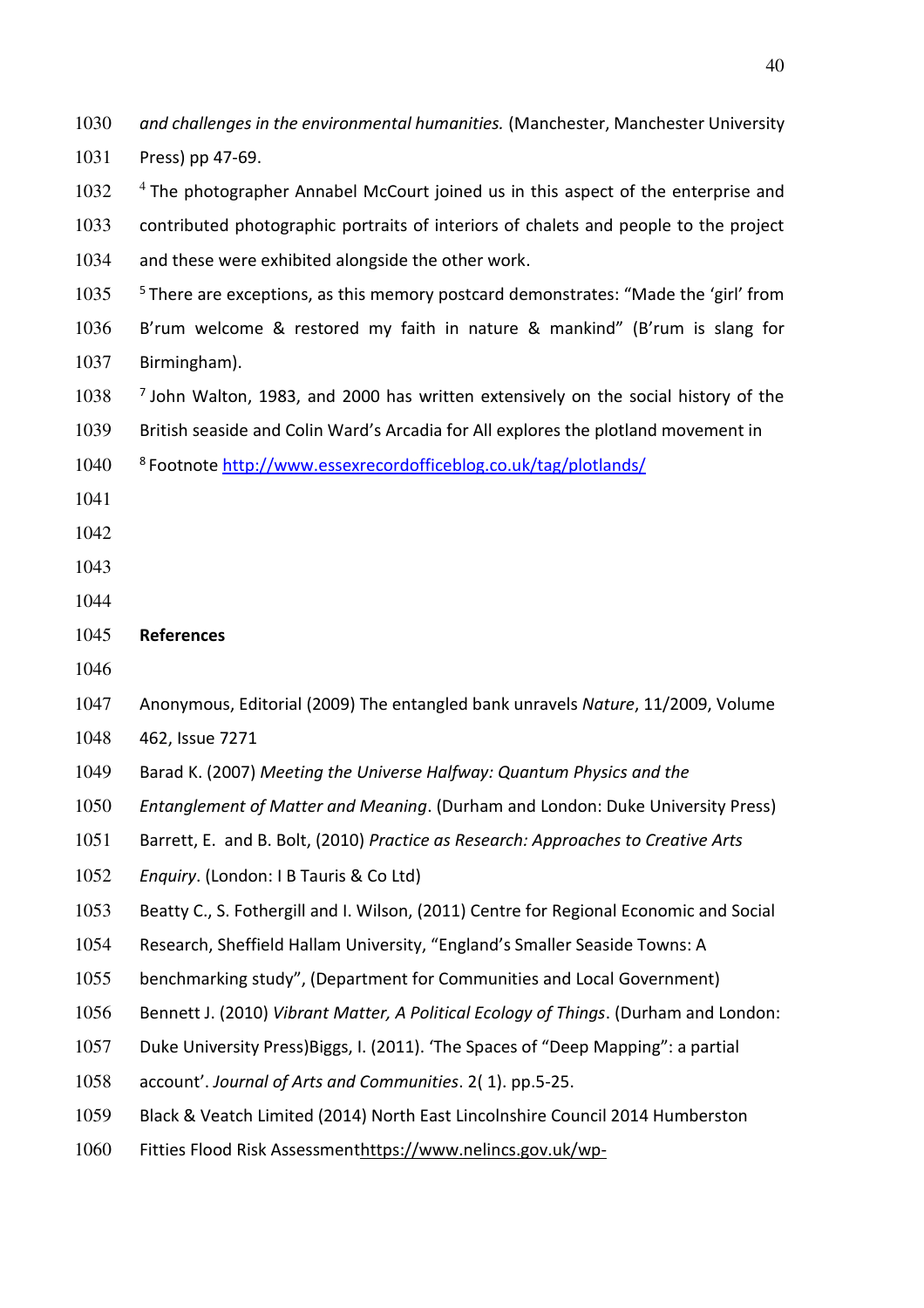*and challenges in the environmental humanities.* (Manchester, Manchester University Press) pp 47-69.

[4] The photographer Annabel McCourt joined us in this aspect of the enterprise and contributed photographic portraits of interiors of chalets and people to the project and these were exhibited alongside the other work.

[5] There are exceptions, as this memory postcard demonstrates: "Made the 'girl' from B'rum welcome & restored my faith in nature & mankind" (B'rum is slang for Birmingham).

[7] John Walton, 1983, and 2000 has written extensively on the social history of the British seaside and Colin Ward's Arcadia for All explores the plotland movement in

[8] Footnote http://www.essexrecordofficeblog.co.uk/tag/plotlands/

**References**

Anonymous, Editorial (2009) The entangled bank unravels *Nature*, 11/2009, Volume 462, Issue 7271

Barad K. (2007) *Meeting the Universe Halfway: Quantum Physics and the Entanglement of Matter and Meaning*. (Durham and London: Duke University Press)

Barrett, E. and B. Bolt, (2010) *Practice as Research: Approaches to Creative Arts Enquiry*. (London: I B Tauris & Co Ltd)

Beatty C., S. Fothergill and I. Wilson, (2011) Centre for Regional Economic and Social Research, Sheffield Hallam University, "England's Smaller Seaside Towns: A benchmarking study", (Department for Communities and Local Government)

Bennett J. (2010) *Vibrant Matter, A Political Ecology of Things*. (Durham and London: Duke University Press)Biggs, I. (2011). 'The Spaces of "Deep Mapping": a partial account'. *Journal of Arts and Communities*. 2( 1). pp.5-25.

Black & Veatch Limited (2014) North East Lincolnshire Council 2014 Humberston Fitties Flood Risk Assessmenthttps://www.nelincs.gov.uk/wp-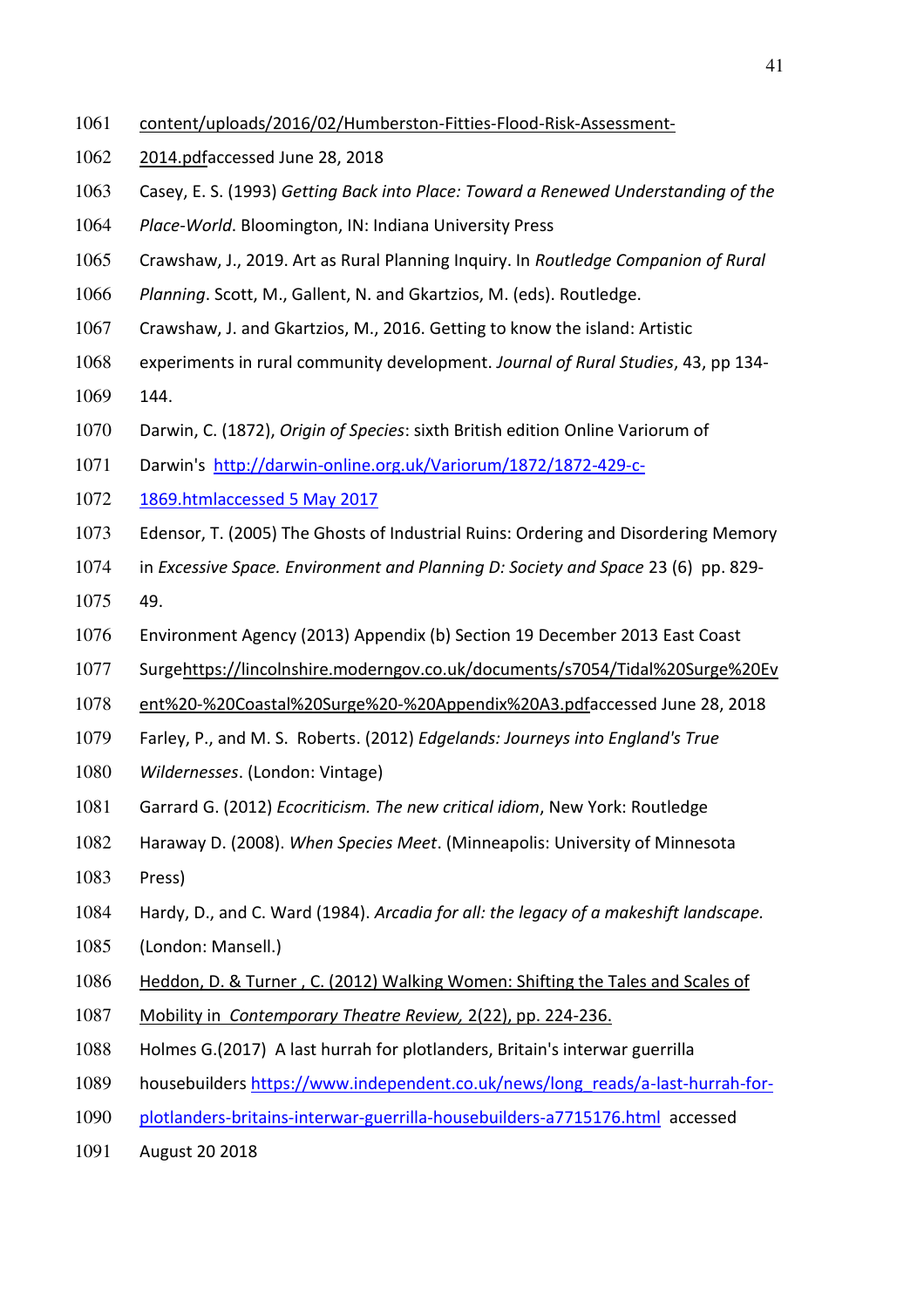content/uploads/2016/02/Humberston-Fitties-Flood-Risk-Assessment-2014.pdfaccessed June 28, 2018

Casey, E. S. (1993) *Getting Back into Place: Toward a Renewed Understanding of the Place-World*. Bloomington, IN: Indiana University Press

Crawshaw, J., 2019. Art as Rural Planning Inquiry. In *Routledge Companion of Rural Planning*. Scott, M., Gallent, N. and Gkartzios, M. (eds). Routledge.

Crawshaw, J. and Gkartzios, M., 2016. Getting to know the island: Artistic experiments in rural community development. *Journal of Rural Studies*, 43, pp 134-144.

Darwin, C. (1872), *Origin of Species*: sixth British edition Online Variorum of Darwin's http://darwin-online.org.uk/Variorum/1872/1872-429-c-1869.htmlaccessed 5 May 2017

Edensor, T. (2005) The Ghosts of Industrial Ruins: Ordering and Disordering Memory in *Excessive Space. Environment and Planning D: Society and Space* 23 (6) pp. 829-49.

Environment Agency (2013) Appendix (b) Section 19 December 2013 East Coast Surgehttps://lincolnshire.moderngov.co.uk/documents/s7054/Tidal%20Surge%20Event%20-%20Coastal%20Surge%20-%20Appendix%20A3.pdfaccessed June 28, 2018

Farley, P., and M. S. Roberts. (2012) *Edgelands: Journeys into England's True Wildernesses*. (London: Vintage)

Garrard G. (2012) *Ecocriticism. The new critical idiom*, New York: Routledge

Haraway D. (2008). *When Species Meet*. (Minneapolis: University of Minnesota Press)

Hardy, D., and C. Ward (1984). *Arcadia for all: the legacy of a makeshift landscape.* (London: Mansell.)

Heddon, D. & Turner , C. (2012) Walking Women: Shifting the Tales and Scales of Mobility in *Contemporary Theatre Review,* 2(22), pp. 224-236.

Holmes G.(2017) A last hurrah for plotlanders, Britain's interwar guerrilla housebuilders https://www.independent.co.uk/news/long_reads/a-last-hurrah-for-plotlanders-britains-interwar-guerrilla-housebuilders-a7715176.html accessed August 20 2018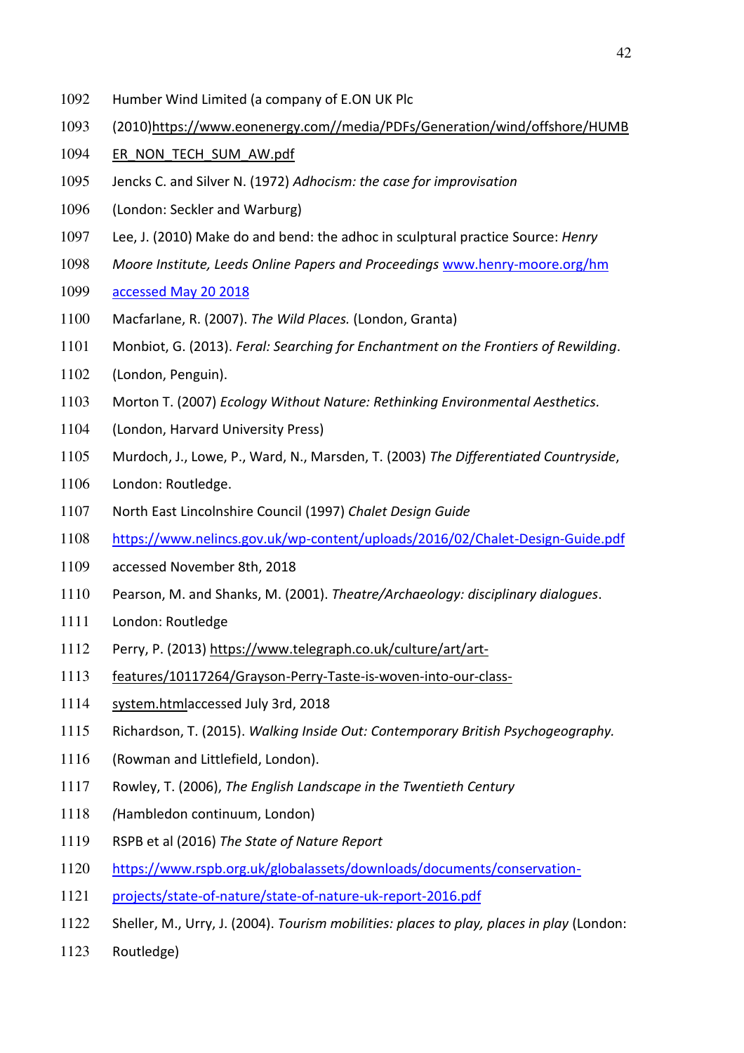Humber Wind Limited (a company of E.ON UK Plc (2010)https://www.eonenergy.com//media/PDFs/Generation/wind/offshore/HUMBER_NON_TECH_SUM_AW.pdf

Jencks C. and Silver N. (1972) *Adhocism: the case for improvisation* (London: Seckler and Warburg)

Lee, J. (2010) Make do and bend: the adhoc in sculptural practice Source: *Henry Moore Institute, Leeds Online Papers and Proceedings* www.henry-moore.org/hm accessed May 20 2018

Macfarlane, R. (2007). *The Wild Places.* (London, Granta)

Monbiot, G. (2013). *Feral: Searching for Enchantment on the Frontiers of Rewilding*. (London, Penguin).

Morton T. (2007) *Ecology Without Nature: Rethinking Environmental Aesthetics.* (London, Harvard University Press)

Murdoch, J., Lowe, P., Ward, N., Marsden, T. (2003) *The Differentiated Countryside*, London: Routledge.

North East Lincolnshire Council (1997) *Chalet Design Guide* https://www.nelincs.gov.uk/wp-content/uploads/2016/02/Chalet-Design-Guide.pdf accessed November 8th, 2018

Pearson, M. and Shanks, M. (2001). *Theatre/Archaeology: disciplinary dialogues*. London: Routledge

Perry, P. (2013) https://www.telegraph.co.uk/culture/art/art-features/10117264/Grayson-Perry-Taste-is-woven-into-our-class-system.htmlaccessed July 3rd, 2018

Richardson, T. (2015). *Walking Inside Out: Contemporary British Psychogeography.* (Rowman and Littlefield, London).

Rowley, T. (2006), *The English Landscape in the Twentieth Century (*Hambledon continuum, London)

RSPB et al (2016) *The State of Nature Report* https://www.rspb.org.uk/globalassets/downloads/documents/conservation-projects/state-of-nature/state-of-nature-uk-report-2016.pdf

Sheller, M., Urry, J. (2004). *Tourism mobilities: places to play, places in play* (London: Routledge)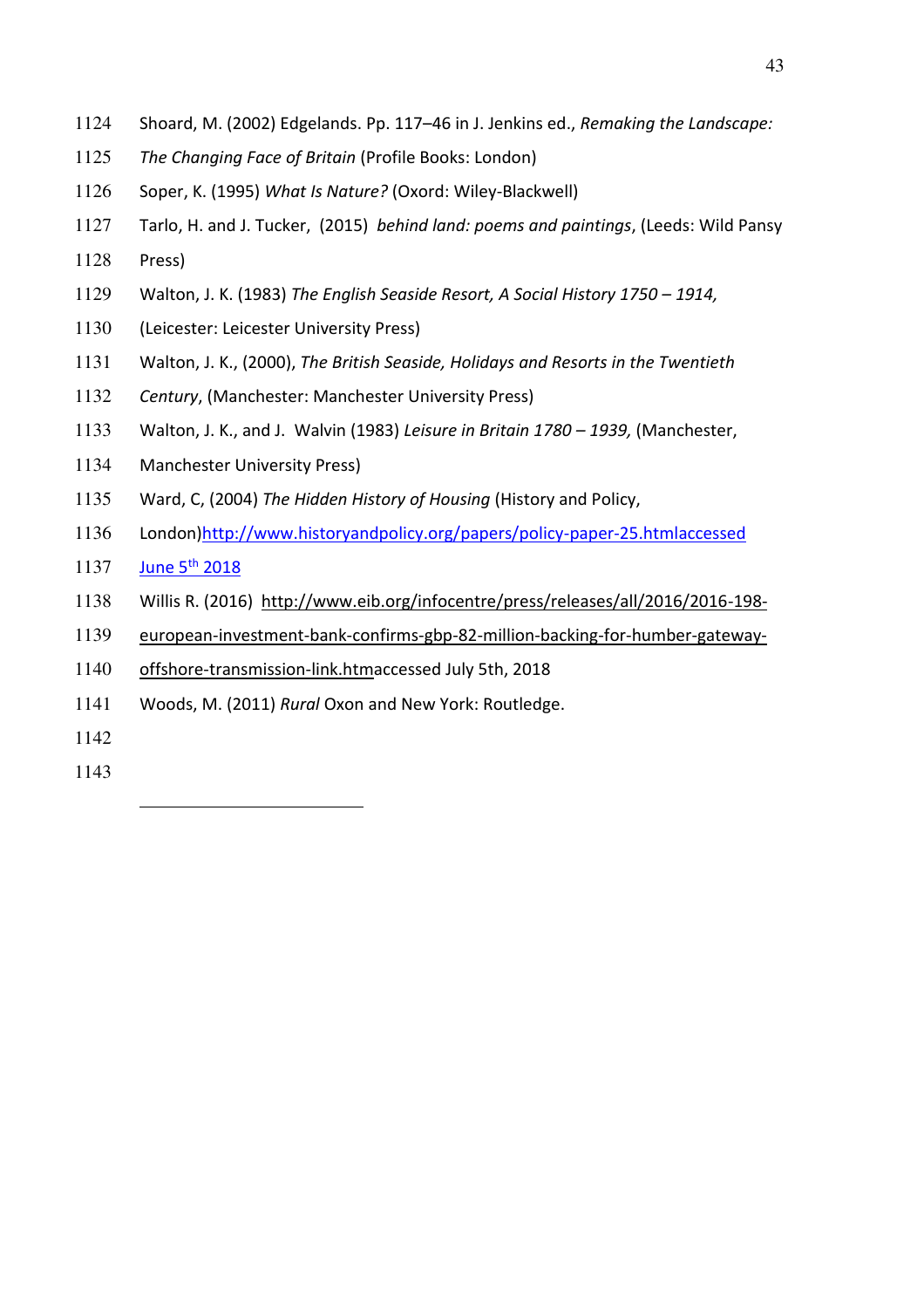Shoard, M. (2002) Edgelands. Pp. 117–46 in J. Jenkins ed., *Remaking the Landscape: The Changing Face of Britain* (Profile Books: London)

Soper, K. (1995) *What Is Nature?* (Oxord: Wiley-Blackwell)

Tarlo, H. and J. Tucker, (2015) *behind land: poems and paintings*, (Leeds: Wild Pansy Press)

Walton, J. K. (1983) *The English Seaside Resort, A Social History 1750 – 1914,* (Leicester: Leicester University Press)

Walton, J. K., (2000), *The British Seaside, Holidays and Resorts in the Twentieth Century*, (Manchester: Manchester University Press)

Walton, J. K., and J. Walvin (1983) *Leisure in Britain 1780 – 1939,* (Manchester, Manchester University Press)

Ward, C, (2004) *The Hidden History of Housing* (History and Policy, London)http://www.historyandpolicy.org/papers/policy-paper-25.htmlaccessed June 5th 2018

Willis R. (2016) http://www.eib.org/infocentre/press/releases/all/2016/2016-198-european-investment-bank-confirms-gbp-82-million-backing-for-humber-gateway-offshore-transmission-link.htmaccessed July 5th, 2018

Woods, M. (2011) *Rural* Oxon and New York: Routledge.